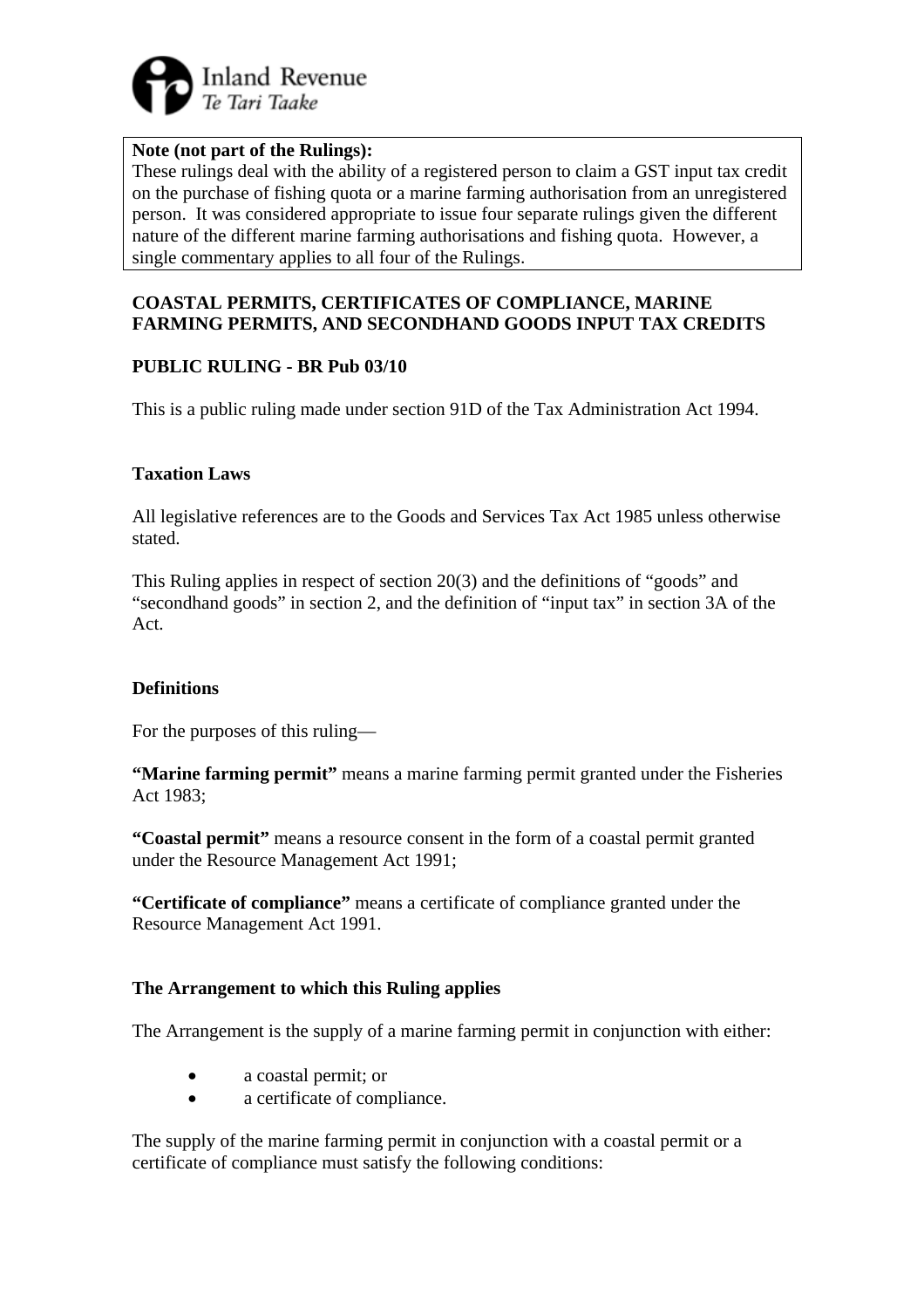**Note (not part of the Rulings):**
These rulings deal with the ability of a registered person to claim a GST input tax credit on the purchase of fishing quota or a marine farming authorisation from an unregistered person. It was considered appropriate to issue four separate rulings given the different nature of the different marine farming authorisations and fishing quota. However, a single commentary applies to all four of the Rulings.

## COASTAL PERMITS, CERTIFICATES OF COMPLIANCE, MARINE FARMING PERMITS, AND SECONDHAND GOODS INPUT TAX CREDITS

## PUBLIC RULING - BR Pub 03/10

This is a public ruling made under section 91D of the Tax Administration Act 1994.

### Taxation Laws

All legislative references are to the Goods and Services Tax Act 1985 unless otherwise stated.

This Ruling applies in respect of section 20(3) and the definitions of "goods" and "secondhand goods" in section 2, and the definition of "input tax" in section 3A of the Act.

### Definitions

For the purposes of this ruling—

**"Marine farming permit"** means a marine farming permit granted under the Fisheries Act 1983;

**"Coastal permit"** means a resource consent in the form of a coastal permit granted under the Resource Management Act 1991;

**"Certificate of compliance"** means a certificate of compliance granted under the Resource Management Act 1991.

### The Arrangement to which this Ruling applies

The Arrangement is the supply of a marine farming permit in conjunction with either:

- a coastal permit; or
- a certificate of compliance.

The supply of the marine farming permit in conjunction with a coastal permit or a certificate of compliance must satisfy the following conditions: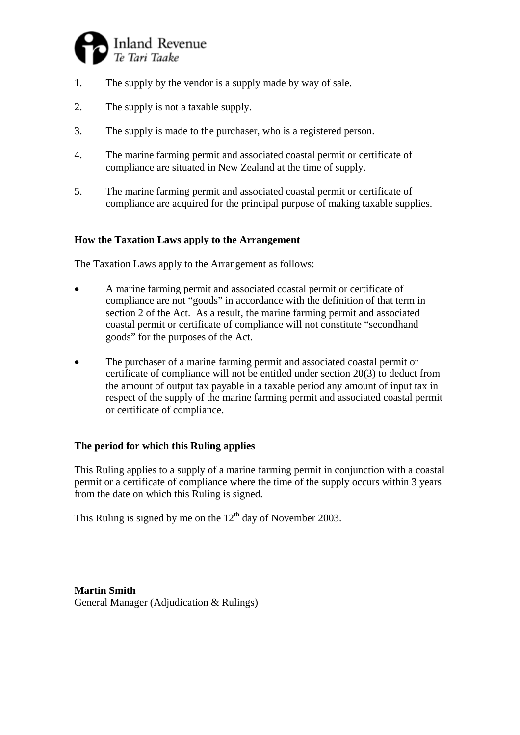1. The supply by the vendor is a supply made by way of sale.

2. The supply is not a taxable supply.

3. The supply is made to the purchaser, who is a registered person.

4. The marine farming permit and associated coastal permit or certificate of compliance are situated in New Zealand at the time of supply.

5. The marine farming permit and associated coastal permit or certificate of compliance are acquired for the principal purpose of making taxable supplies.

**How the Taxation Laws apply to the Arrangement**

The Taxation Laws apply to the Arrangement as follows:

- A marine farming permit and associated coastal permit or certificate of compliance are not "goods" in accordance with the definition of that term in section 2 of the Act. As a result, the marine farming permit and associated coastal permit or certificate of compliance will not constitute "secondhand goods" for the purposes of the Act.

- The purchaser of a marine farming permit and associated coastal permit or certificate of compliance will not be entitled under section 20(3) to deduct from the amount of output tax payable in a taxable period any amount of input tax in respect of the supply of the marine farming permit and associated coastal permit or certificate of compliance.

**The period for which this Ruling applies**

This Ruling applies to a supply of a marine farming permit in conjunction with a coastal permit or a certificate of compliance where the time of the supply occurs within 3 years from the date on which this Ruling is signed.

This Ruling is signed by me on the 12th day of November 2003.

**Martin Smith**
General Manager (Adjudication & Rulings)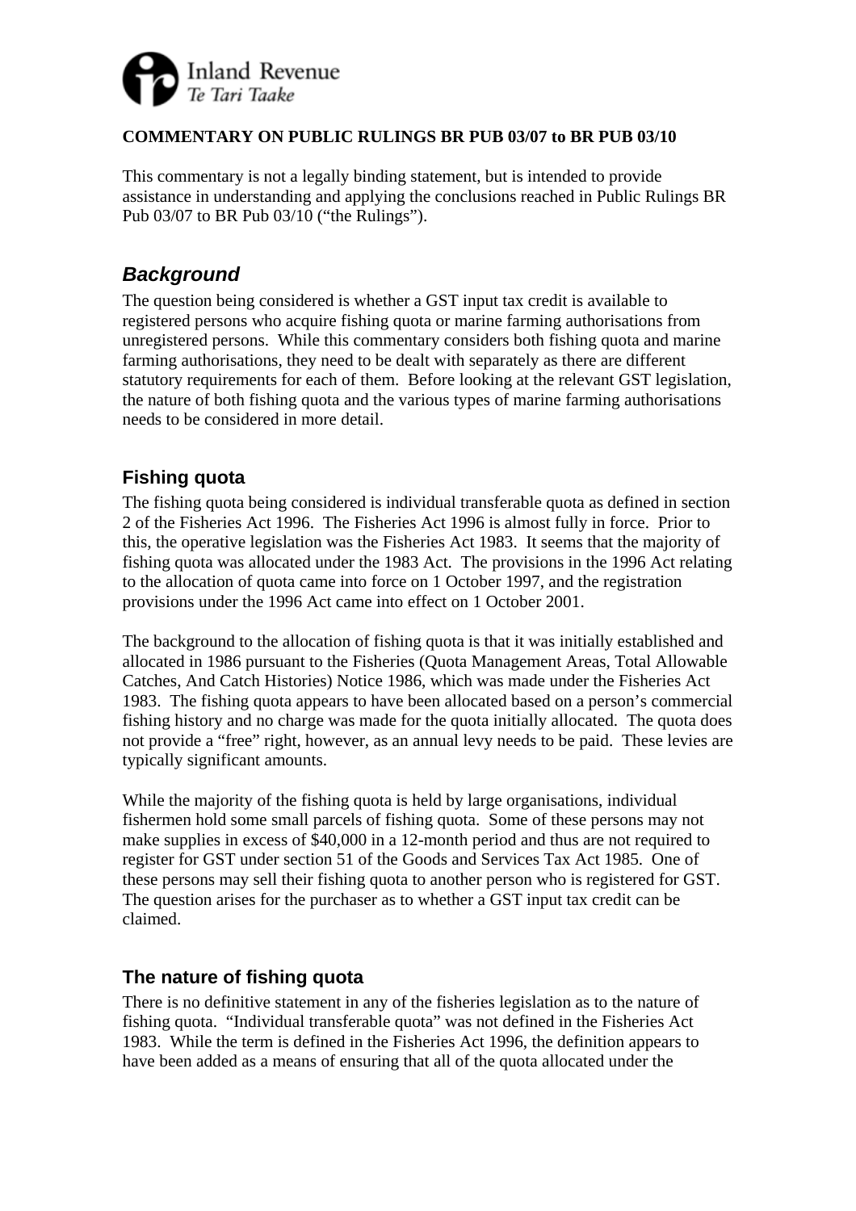**COMMENTARY ON PUBLIC RULINGS BR PUB 03/07 to BR PUB 03/10**

This commentary is not a legally binding statement, but is intended to provide assistance in understanding and applying the conclusions reached in Public Rulings BR Pub 03/07 to BR Pub 03/10 ("the Rulings").

## *Background*

The question being considered is whether a GST input tax credit is available to registered persons who acquire fishing quota or marine farming authorisations from unregistered persons. While this commentary considers both fishing quota and marine farming authorisations, they need to be dealt with separately as there are different statutory requirements for each of them. Before looking at the relevant GST legislation, the nature of both fishing quota and the various types of marine farming authorisations needs to be considered in more detail.

### Fishing quota

The fishing quota being considered is individual transferable quota as defined in section 2 of the Fisheries Act 1996. The Fisheries Act 1996 is almost fully in force. Prior to this, the operative legislation was the Fisheries Act 1983. It seems that the majority of fishing quota was allocated under the 1983 Act. The provisions in the 1996 Act relating to the allocation of quota came into force on 1 October 1997, and the registration provisions under the 1996 Act came into effect on 1 October 2001.

The background to the allocation of fishing quota is that it was initially established and allocated in 1986 pursuant to the Fisheries (Quota Management Areas, Total Allowable Catches, And Catch Histories) Notice 1986, which was made under the Fisheries Act 1983. The fishing quota appears to have been allocated based on a person's commercial fishing history and no charge was made for the quota initially allocated. The quota does not provide a "free" right, however, as an annual levy needs to be paid. These levies are typically significant amounts.

While the majority of the fishing quota is held by large organisations, individual fishermen hold some small parcels of fishing quota. Some of these persons may not make supplies in excess of $40,000 in a 12-month period and thus are not required to register for GST under section 51 of the Goods and Services Tax Act 1985. One of these persons may sell their fishing quota to another person who is registered for GST. The question arises for the purchaser as to whether a GST input tax credit can be claimed.

### The nature of fishing quota

There is no definitive statement in any of the fisheries legislation as to the nature of fishing quota. "Individual transferable quota" was not defined in the Fisheries Act 1983. While the term is defined in the Fisheries Act 1996, the definition appears to have been added as a means of ensuring that all of the quota allocated under the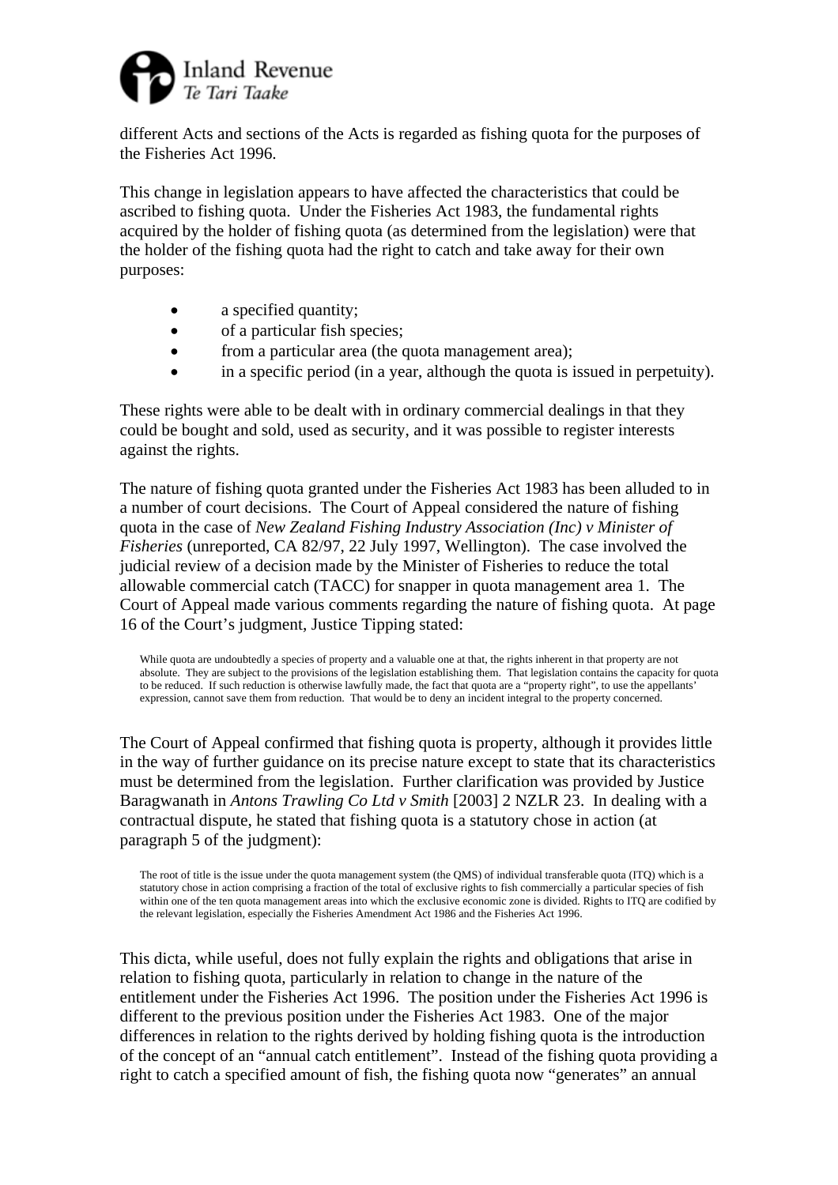different Acts and sections of the Acts is regarded as fishing quota for the purposes of the Fisheries Act 1996.

This change in legislation appears to have affected the characteristics that could be ascribed to fishing quota. Under the Fisheries Act 1983, the fundamental rights acquired by the holder of fishing quota (as determined from the legislation) were that the holder of the fishing quota had the right to catch and take away for their own purposes:

- a specified quantity;
- of a particular fish species;
- from a particular area (the quota management area);
- in a specific period (in a year, although the quota is issued in perpetuity).

These rights were able to be dealt with in ordinary commercial dealings in that they could be bought and sold, used as security, and it was possible to register interests against the rights.

The nature of fishing quota granted under the Fisheries Act 1983 has been alluded to in a number of court decisions. The Court of Appeal considered the nature of fishing quota in the case of *New Zealand Fishing Industry Association (Inc) v Minister of Fisheries* (unreported, CA 82/97, 22 July 1997, Wellington). The case involved the judicial review of a decision made by the Minister of Fisheries to reduce the total allowable commercial catch (TACC) for snapper in quota management area 1. The Court of Appeal made various comments regarding the nature of fishing quota. At page 16 of the Court's judgment, Justice Tipping stated:

> While quota are undoubtedly a species of property and a valuable one at that, the rights inherent in that property are not absolute. They are subject to the provisions of the legislation establishing them. That legislation contains the capacity for quota to be reduced. If such reduction is otherwise lawfully made, the fact that quota are a "property right", to use the appellants' expression, cannot save them from reduction. That would be to deny an incident integral to the property concerned.

The Court of Appeal confirmed that fishing quota is property, although it provides little in the way of further guidance on its precise nature except to state that its characteristics must be determined from the legislation. Further clarification was provided by Justice Baragwanath in *Antons Trawling Co Ltd v Smith* [2003] 2 NZLR 23. In dealing with a contractual dispute, he stated that fishing quota is a statutory chose in action (at paragraph 5 of the judgment):

> The root of title is the issue under the quota management system (the QMS) of individual transferable quota (ITQ) which is a statutory chose in action comprising a fraction of the total of exclusive rights to fish commercially a particular species of fish within one of the ten quota management areas into which the exclusive economic zone is divided. Rights to ITQ are codified by the relevant legislation, especially the Fisheries Amendment Act 1986 and the Fisheries Act 1996.

This dicta, while useful, does not fully explain the rights and obligations that arise in relation to fishing quota, particularly in relation to change in the nature of the entitlement under the Fisheries Act 1996. The position under the Fisheries Act 1996 is different to the previous position under the Fisheries Act 1983. One of the major differences in relation to the rights derived by holding fishing quota is the introduction of the concept of an "annual catch entitlement". Instead of the fishing quota providing a right to catch a specified amount of fish, the fishing quota now "generates" an annual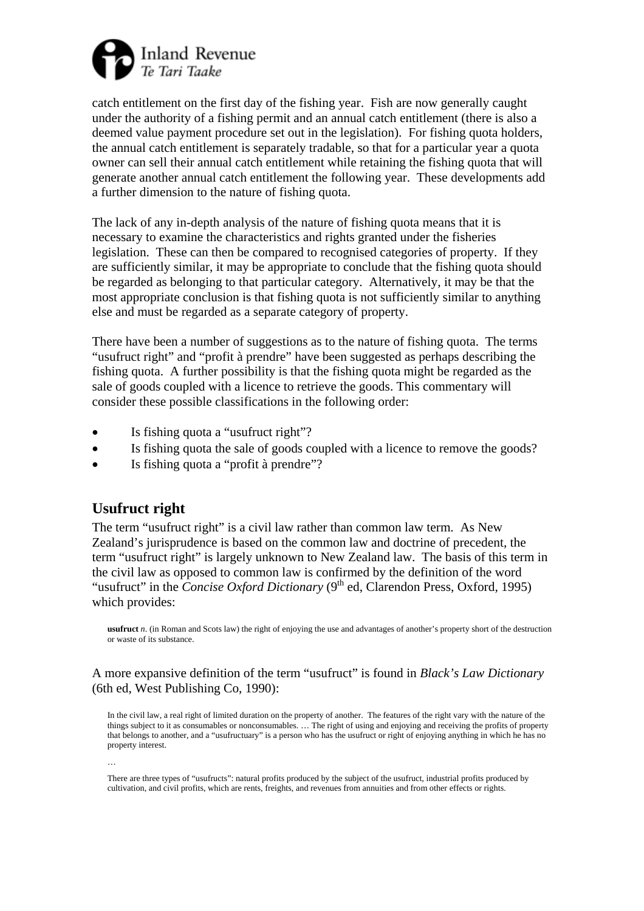catch entitlement on the first day of the fishing year. Fish are now generally caught under the authority of a fishing permit and an annual catch entitlement (there is also a deemed value payment procedure set out in the legislation). For fishing quota holders, the annual catch entitlement is separately tradable, so that for a particular year a quota owner can sell their annual catch entitlement while retaining the fishing quota that will generate another annual catch entitlement the following year. These developments add a further dimension to the nature of fishing quota.

The lack of any in-depth analysis of the nature of fishing quota means that it is necessary to examine the characteristics and rights granted under the fisheries legislation. These can then be compared to recognised categories of property. If they are sufficiently similar, it may be appropriate to conclude that the fishing quota should be regarded as belonging to that particular category. Alternatively, it may be that the most appropriate conclusion is that fishing quota is not sufficiently similar to anything else and must be regarded as a separate category of property.

There have been a number of suggestions as to the nature of fishing quota. The terms "usufruct right" and "profit à prendre" have been suggested as perhaps describing the fishing quota. A further possibility is that the fishing quota might be regarded as the sale of goods coupled with a licence to retrieve the goods. This commentary will consider these possible classifications in the following order:

- Is fishing quota a "usufruct right"?
- Is fishing quota the sale of goods coupled with a licence to remove the goods?
- Is fishing quota a "profit à prendre"?

## Usufruct right

The term "usufruct right" is a civil law rather than common law term. As New Zealand's jurisprudence is based on the common law and doctrine of precedent, the term "usufruct right" is largely unknown to New Zealand law. The basis of this term in the civil law as opposed to common law is confirmed by the definition of the word "usufruct" in the *Concise Oxford Dictionary* (9th ed, Clarendon Press, Oxford, 1995) which provides:

> **usufruct** *n*. (in Roman and Scots law) the right of enjoying the use and advantages of another's property short of the destruction or waste of its substance.

A more expansive definition of the term "usufruct" is found in *Black's Law Dictionary* (6th ed, West Publishing Co, 1990):

> In the civil law, a real right of limited duration on the property of another. The features of the right vary with the nature of the things subject to it as consumables or nonconsumables. … The right of using and enjoying and receiving the profits of property that belongs to another, and a "usufructuary" is a person who has the usufruct or right of enjoying anything in which he has no property interest.
>
> …
>
> There are three types of "usufructs": natural profits produced by the subject of the usufruct, industrial profits produced by cultivation, and civil profits, which are rents, freights, and revenues from annuities and from other effects or rights.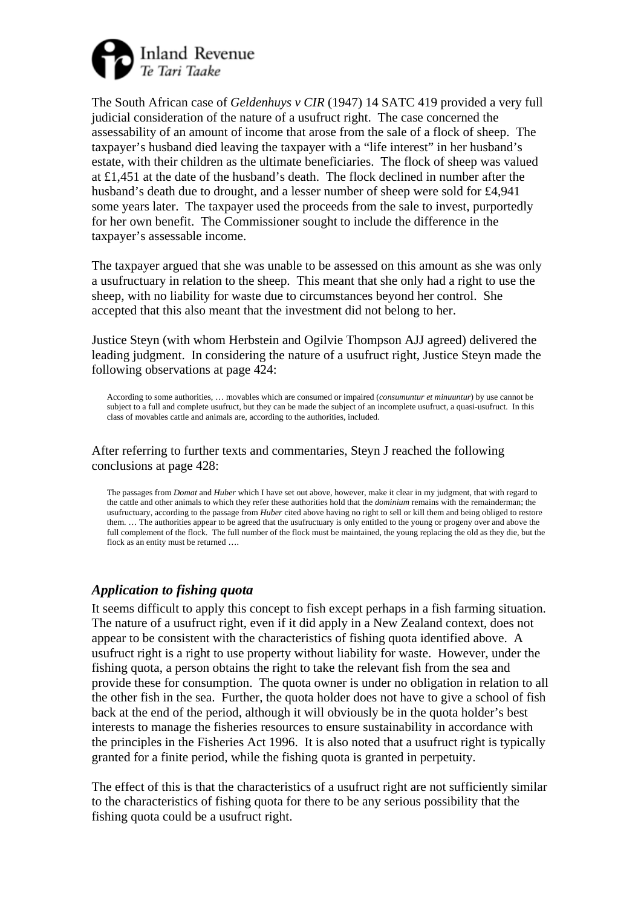The South African case of *Geldenhuys v CIR* (1947) 14 SATC 419 provided a very full judicial consideration of the nature of a usufruct right. The case concerned the assessability of an amount of income that arose from the sale of a flock of sheep. The taxpayer's husband died leaving the taxpayer with a "life interest" in her husband's estate, with their children as the ultimate beneficiaries. The flock of sheep was valued at £1,451 at the date of the husband's death. The flock declined in number after the husband's death due to drought, and a lesser number of sheep were sold for £4,941 some years later. The taxpayer used the proceeds from the sale to invest, purportedly for her own benefit. The Commissioner sought to include the difference in the taxpayer's assessable income.

The taxpayer argued that she was unable to be assessed on this amount as she was only a usufructuary in relation to the sheep. This meant that she only had a right to use the sheep, with no liability for waste due to circumstances beyond her control. She accepted that this also meant that the investment did not belong to her.

Justice Steyn (with whom Herbstein and Ogilvie Thompson AJJ agreed) delivered the leading judgment. In considering the nature of a usufruct right, Justice Steyn made the following observations at page 424:

> According to some authorities, … movables which are consumed or impaired (*consumuntur et minuuntur*) by use cannot be subject to a full and complete usufruct, but they can be made the subject of an incomplete usufruct, a quasi-usufruct. In this class of movables cattle and animals are, according to the authorities, included.

After referring to further texts and commentaries, Steyn J reached the following conclusions at page 428:

> The passages from *Domat* and *Huber* which I have set out above, however, make it clear in my judgment, that with regard to the cattle and other animals to which they refer these authorities hold that the *dominium* remains with the remainderman; the usufructuary, according to the passage from *Huber* cited above having no right to sell or kill them and being obliged to restore them. … The authorities appear to be agreed that the usufructuary is only entitled to the young or progeny over and above the full complement of the flock. The full number of the flock must be maintained, the young replacing the old as they die, but the flock as an entity must be returned ….

### *Application to fishing quota*

It seems difficult to apply this concept to fish except perhaps in a fish farming situation. The nature of a usufruct right, even if it did apply in a New Zealand context, does not appear to be consistent with the characteristics of fishing quota identified above. A usufruct right is a right to use property without liability for waste. However, under the fishing quota, a person obtains the right to take the relevant fish from the sea and provide these for consumption. The quota owner is under no obligation in relation to all the other fish in the sea. Further, the quota holder does not have to give a school of fish back at the end of the period, although it will obviously be in the quota holder's best interests to manage the fisheries resources to ensure sustainability in accordance with the principles in the Fisheries Act 1996. It is also noted that a usufruct right is typically granted for a finite period, while the fishing quota is granted in perpetuity.

The effect of this is that the characteristics of a usufruct right are not sufficiently similar to the characteristics of fishing quota for there to be any serious possibility that the fishing quota could be a usufruct right.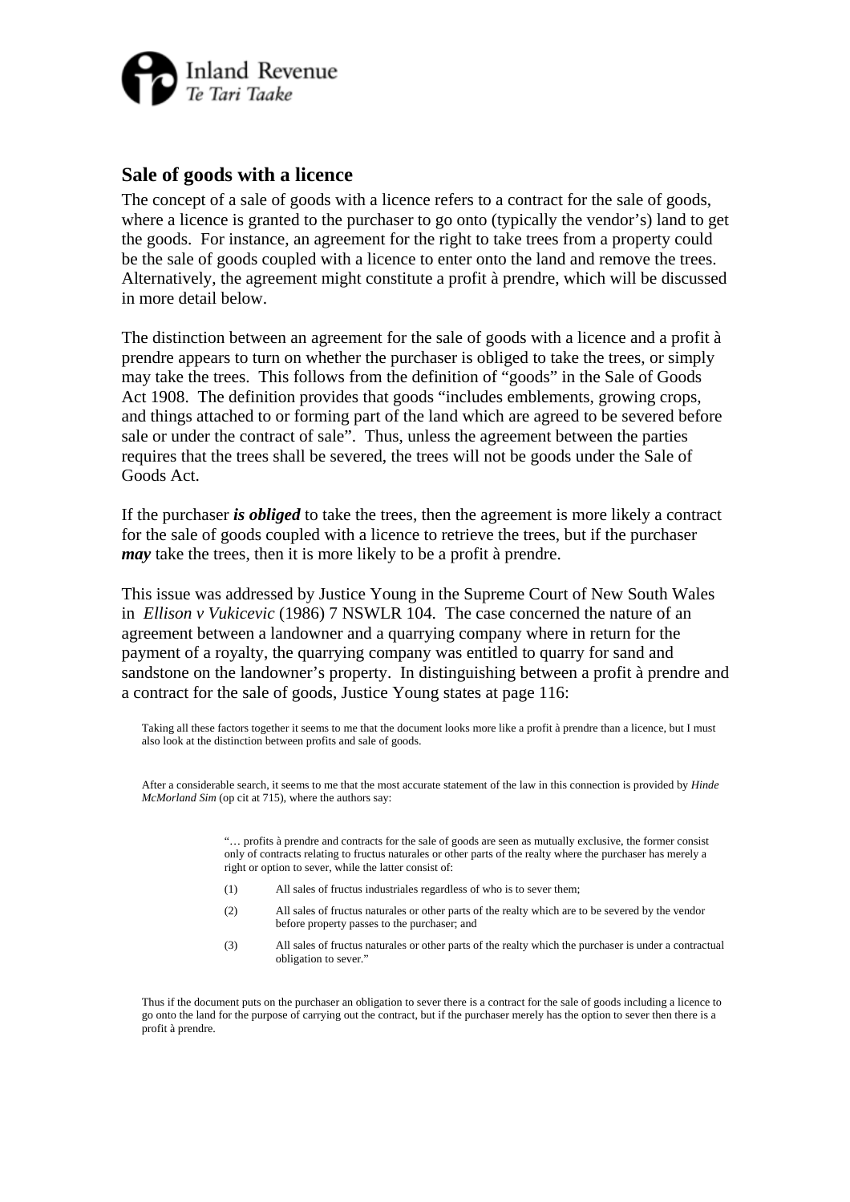## Sale of goods with a licence

The concept of a sale of goods with a licence refers to a contract for the sale of goods, where a licence is granted to the purchaser to go onto (typically the vendor's) land to get the goods. For instance, an agreement for the right to take trees from a property could be the sale of goods coupled with a licence to enter onto the land and remove the trees. Alternatively, the agreement might constitute a profit à prendre, which will be discussed in more detail below.

The distinction between an agreement for the sale of goods with a licence and a profit à prendre appears to turn on whether the purchaser is obliged to take the trees, or simply may take the trees. This follows from the definition of "goods" in the Sale of Goods Act 1908. The definition provides that goods "includes emblements, growing crops, and things attached to or forming part of the land which are agreed to be severed before sale or under the contract of sale". Thus, unless the agreement between the parties requires that the trees shall be severed, the trees will not be goods under the Sale of Goods Act.

If the purchaser ***is obliged*** to take the trees, then the agreement is more likely a contract for the sale of goods coupled with a licence to retrieve the trees, but if the purchaser ***may*** take the trees, then it is more likely to be a profit à prendre.

This issue was addressed by Justice Young in the Supreme Court of New South Wales in *Ellison v Vukicevic* (1986) 7 NSWLR 104. The case concerned the nature of an agreement between a landowner and a quarrying company where in return for the payment of a royalty, the quarrying company was entitled to quarry for sand and sandstone on the landowner's property. In distinguishing between a profit à prendre and a contract for the sale of goods, Justice Young states at page 116:

> Taking all these factors together it seems to me that the document looks more like a profit à prendre than a licence, but I must also look at the distinction between profits and sale of goods.
>
> After a considerable search, it seems to me that the most accurate statement of the law in this connection is provided by *Hinde McMorland Sim* (op cit at 715), where the authors say:
>
> > "… profits à prendre and contracts for the sale of goods are seen as mutually exclusive, the former consist only of contracts relating to fructus naturales or other parts of the realty where the purchaser has merely a right or option to sever, while the latter consist of:
> >
> > (1) All sales of fructus industriales regardless of who is to sever them;
> >
> > (2) All sales of fructus naturales or other parts of the realty which are to be severed by the vendor before property passes to the purchaser; and
> >
> > (3) All sales of fructus naturales or other parts of the realty which the purchaser is under a contractual obligation to sever."
>
> Thus if the document puts on the purchaser an obligation to sever there is a contract for the sale of goods including a licence to go onto the land for the purpose of carrying out the contract, but if the purchaser merely has the option to sever then there is a profit à prendre.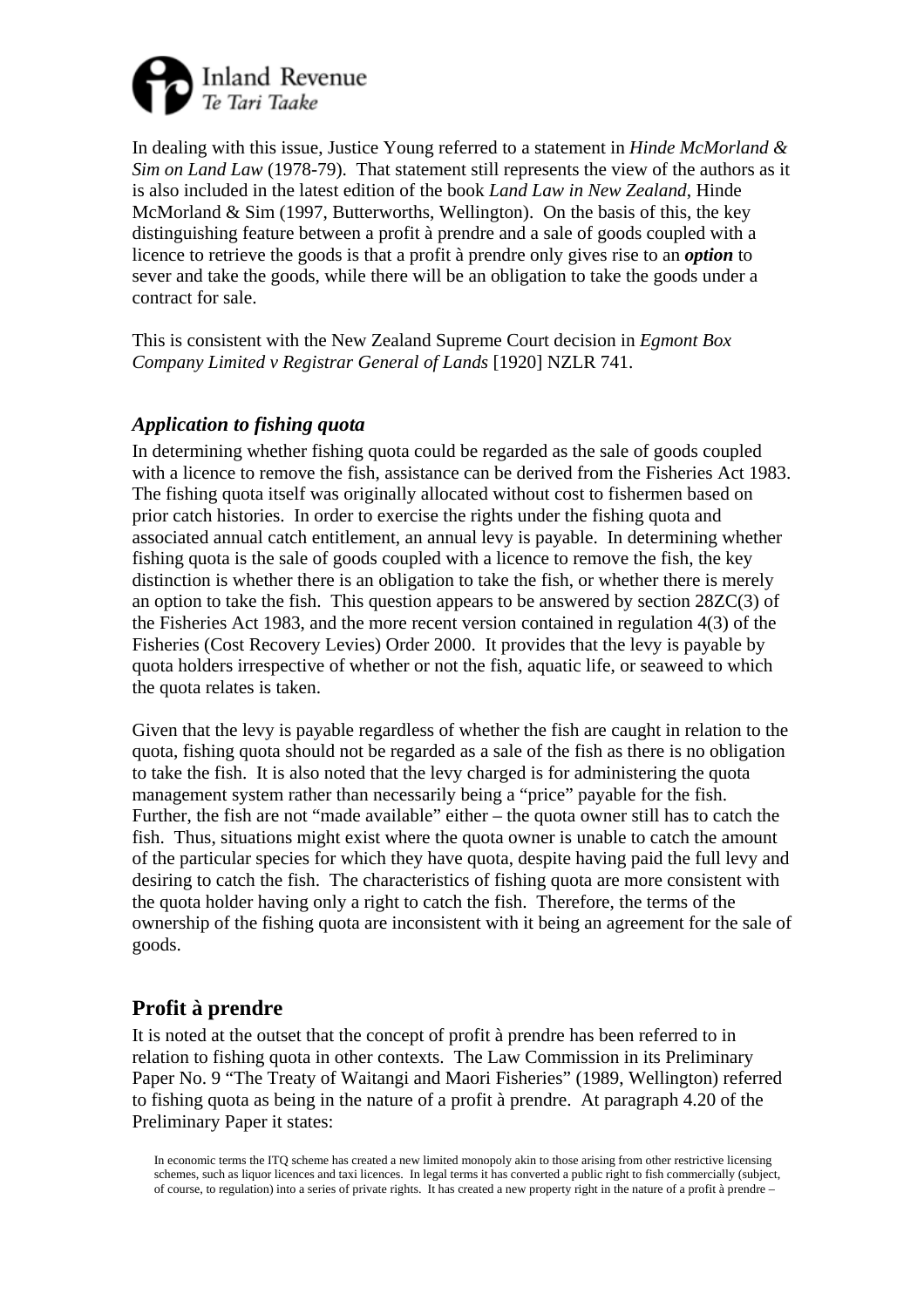In dealing with this issue, Justice Young referred to a statement in *Hinde McMorland & Sim on Land Law* (1978-79). That statement still represents the view of the authors as it is also included in the latest edition of the book *Land Law in New Zealand*, Hinde McMorland & Sim (1997, Butterworths, Wellington). On the basis of this, the key distinguishing feature between a profit à prendre and a sale of goods coupled with a licence to retrieve the goods is that a profit à prendre only gives rise to an ***option*** to sever and take the goods, while there will be an obligation to take the goods under a contract for sale.

This is consistent with the New Zealand Supreme Court decision in *Egmont Box Company Limited v Registrar General of Lands* [1920] NZLR 741.

### *Application to fishing quota*

In determining whether fishing quota could be regarded as the sale of goods coupled with a licence to remove the fish, assistance can be derived from the Fisheries Act 1983. The fishing quota itself was originally allocated without cost to fishermen based on prior catch histories. In order to exercise the rights under the fishing quota and associated annual catch entitlement, an annual levy is payable. In determining whether fishing quota is the sale of goods coupled with a licence to remove the fish, the key distinction is whether there is an obligation to take the fish, or whether there is merely an option to take the fish. This question appears to be answered by section 28ZC(3) of the Fisheries Act 1983, and the more recent version contained in regulation 4(3) of the Fisheries (Cost Recovery Levies) Order 2000. It provides that the levy is payable by quota holders irrespective of whether or not the fish, aquatic life, or seaweed to which the quota relates is taken.

Given that the levy is payable regardless of whether the fish are caught in relation to the quota, fishing quota should not be regarded as a sale of the fish as there is no obligation to take the fish. It is also noted that the levy charged is for administering the quota management system rather than necessarily being a "price" payable for the fish. Further, the fish are not "made available" either – the quota owner still has to catch the fish. Thus, situations might exist where the quota owner is unable to catch the amount of the particular species for which they have quota, despite having paid the full levy and desiring to catch the fish. The characteristics of fishing quota are more consistent with the quota holder having only a right to catch the fish. Therefore, the terms of the ownership of the fishing quota are inconsistent with it being an agreement for the sale of goods.

## Profit à prendre

It is noted at the outset that the concept of profit à prendre has been referred to in relation to fishing quota in other contexts. The Law Commission in its Preliminary Paper No. 9 "The Treaty of Waitangi and Maori Fisheries" (1989, Wellington) referred to fishing quota as being in the nature of a profit à prendre. At paragraph 4.20 of the Preliminary Paper it states:

> In economic terms the ITQ scheme has created a new limited monopoly akin to those arising from other restrictive licensing schemes, such as liquor licences and taxi licences. In legal terms it has converted a public right to fish commercially (subject, of course, to regulation) into a series of private rights. It has created a new property right in the nature of a profit à prendre –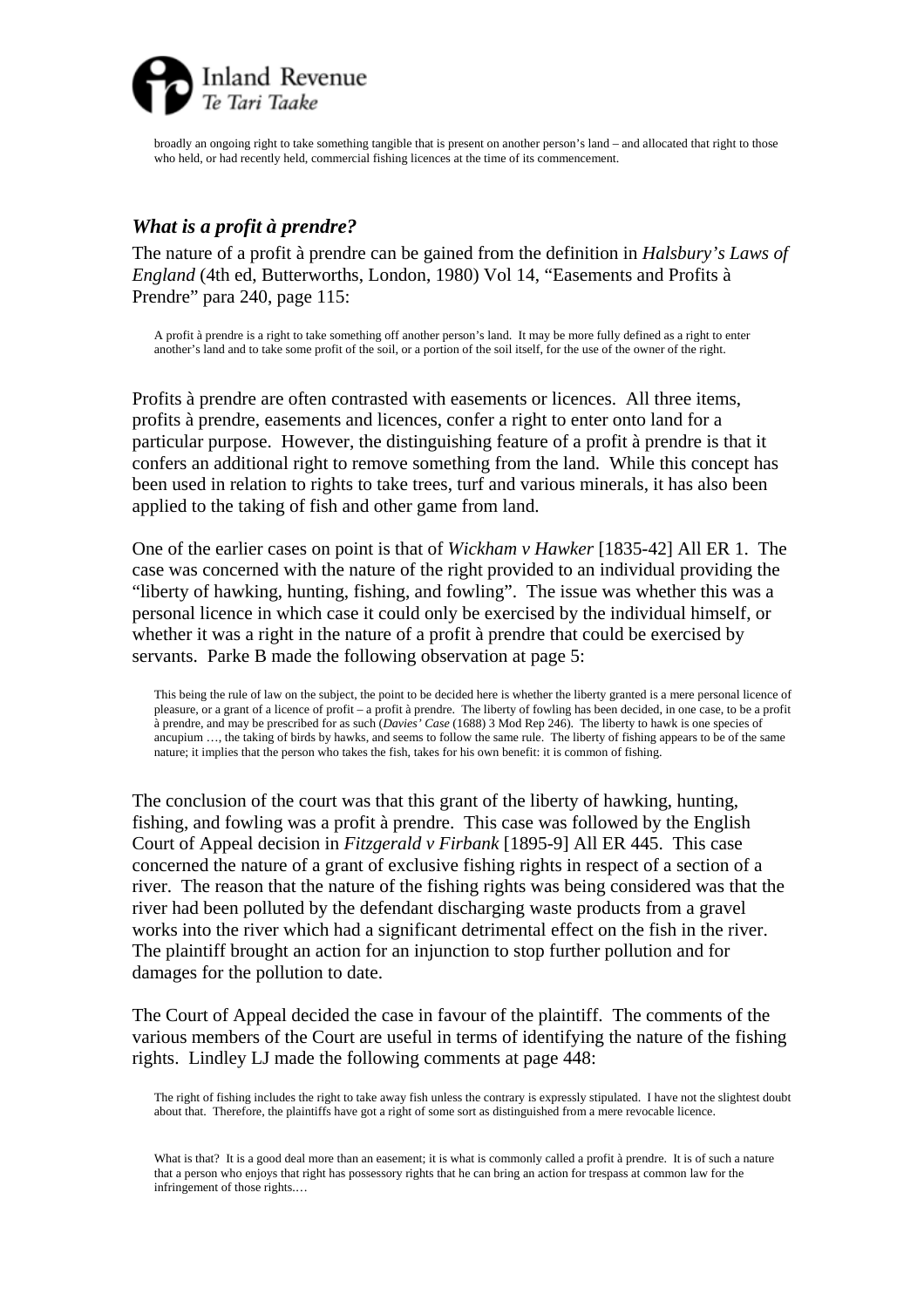> broadly an ongoing right to take something tangible that is present on another person's land – and allocated that right to those who held, or had recently held, commercial fishing licences at the time of its commencement.

### *What is a profit à prendre?*

The nature of a profit à prendre can be gained from the definition in *Halsbury's Laws of England* (4th ed, Butterworths, London, 1980) Vol 14, "Easements and Profits à Prendre" para 240, page 115:

> A profit à prendre is a right to take something off another person's land. It may be more fully defined as a right to enter another's land and to take some profit of the soil, or a portion of the soil itself, for the use of the owner of the right.

Profits à prendre are often contrasted with easements or licences. All three items, profits à prendre, easements and licences, confer a right to enter onto land for a particular purpose. However, the distinguishing feature of a profit à prendre is that it confers an additional right to remove something from the land. While this concept has been used in relation to rights to take trees, turf and various minerals, it has also been applied to the taking of fish and other game from land.

One of the earlier cases on point is that of *Wickham v Hawker* [1835-42] All ER 1. The case was concerned with the nature of the right provided to an individual providing the "liberty of hawking, hunting, fishing, and fowling". The issue was whether this was a personal licence in which case it could only be exercised by the individual himself, or whether it was a right in the nature of a profit à prendre that could be exercised by servants. Parke B made the following observation at page 5:

> This being the rule of law on the subject, the point to be decided here is whether the liberty granted is a mere personal licence of pleasure, or a grant of a licence of profit – a profit à prendre. The liberty of fowling has been decided, in one case, to be a profit à prendre, and may be prescribed for as such (*Davies' Case* (1688) 3 Mod Rep 246). The liberty to hawk is one species of ancupium …, the taking of birds by hawks, and seems to follow the same rule. The liberty of fishing appears to be of the same nature; it implies that the person who takes the fish, takes for his own benefit: it is common of fishing.

The conclusion of the court was that this grant of the liberty of hawking, hunting, fishing, and fowling was a profit à prendre. This case was followed by the English Court of Appeal decision in *Fitzgerald v Firbank* [1895-9] All ER 445. This case concerned the nature of a grant of exclusive fishing rights in respect of a section of a river. The reason that the nature of the fishing rights was being considered was that the river had been polluted by the defendant discharging waste products from a gravel works into the river which had a significant detrimental effect on the fish in the river. The plaintiff brought an action for an injunction to stop further pollution and for damages for the pollution to date.

The Court of Appeal decided the case in favour of the plaintiff. The comments of the various members of the Court are useful in terms of identifying the nature of the fishing rights. Lindley LJ made the following comments at page 448:

> The right of fishing includes the right to take away fish unless the contrary is expressly stipulated. I have not the slightest doubt about that. Therefore, the plaintiffs have got a right of some sort as distinguished from a mere revocable licence.
>
> What is that? It is a good deal more than an easement; it is what is commonly called a profit à prendre. It is of such a nature that a person who enjoys that right has possessory rights that he can bring an action for trespass at common law for the infringement of those rights.…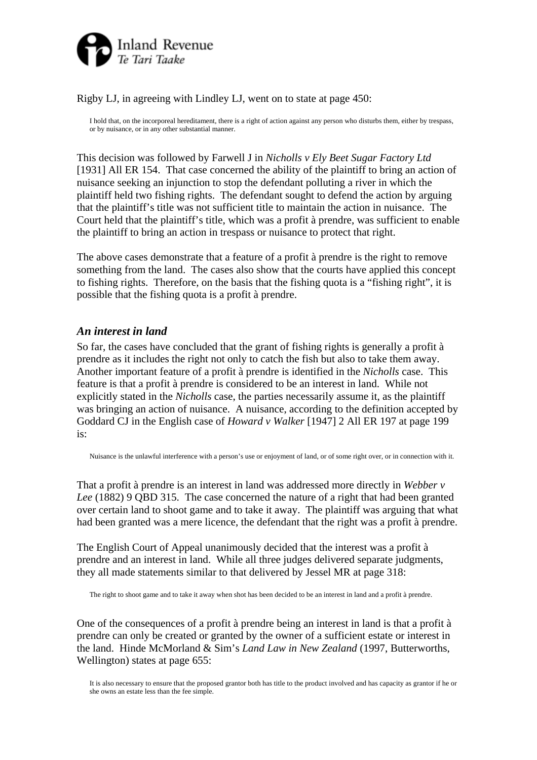Rigby LJ, in agreeing with Lindley LJ, went on to state at page 450:

> I hold that, on the incorporeal hereditament, there is a right of action against any person who disturbs them, either by trespass, or by nuisance, or in any other substantial manner.

This decision was followed by Farwell J in *Nicholls v Ely Beet Sugar Factory Ltd* [1931] All ER 154. That case concerned the ability of the plaintiff to bring an action of nuisance seeking an injunction to stop the defendant polluting a river in which the plaintiff held two fishing rights. The defendant sought to defend the action by arguing that the plaintiff's title was not sufficient title to maintain the action in nuisance. The Court held that the plaintiff's title, which was a profit à prendre, was sufficient to enable the plaintiff to bring an action in trespass or nuisance to protect that right.

The above cases demonstrate that a feature of a profit à prendre is the right to remove something from the land. The cases also show that the courts have applied this concept to fishing rights. Therefore, on the basis that the fishing quota is a "fishing right", it is possible that the fishing quota is a profit à prendre.

### *An interest in land*

So far, the cases have concluded that the grant of fishing rights is generally a profit à prendre as it includes the right not only to catch the fish but also to take them away. Another important feature of a profit à prendre is identified in the *Nicholls* case. This feature is that a profit à prendre is considered to be an interest in land. While not explicitly stated in the *Nicholls* case, the parties necessarily assume it, as the plaintiff was bringing an action of nuisance. A nuisance, according to the definition accepted by Goddard CJ in the English case of *Howard v Walker* [1947] 2 All ER 197 at page 199 is:

> Nuisance is the unlawful interference with a person's use or enjoyment of land, or of some right over, or in connection with it.

That a profit à prendre is an interest in land was addressed more directly in *Webber v Lee* (1882) 9 QBD 315. The case concerned the nature of a right that had been granted over certain land to shoot game and to take it away. The plaintiff was arguing that what had been granted was a mere licence, the defendant that the right was a profit à prendre.

The English Court of Appeal unanimously decided that the interest was a profit à prendre and an interest in land. While all three judges delivered separate judgments, they all made statements similar to that delivered by Jessel MR at page 318:

> The right to shoot game and to take it away when shot has been decided to be an interest in land and a profit à prendre.

One of the consequences of a profit à prendre being an interest in land is that a profit à prendre can only be created or granted by the owner of a sufficient estate or interest in the land. Hinde McMorland & Sim's *Land Law in New Zealand* (1997, Butterworths, Wellington) states at page 655:

> It is also necessary to ensure that the proposed grantor both has title to the product involved and has capacity as grantor if he or she owns an estate less than the fee simple.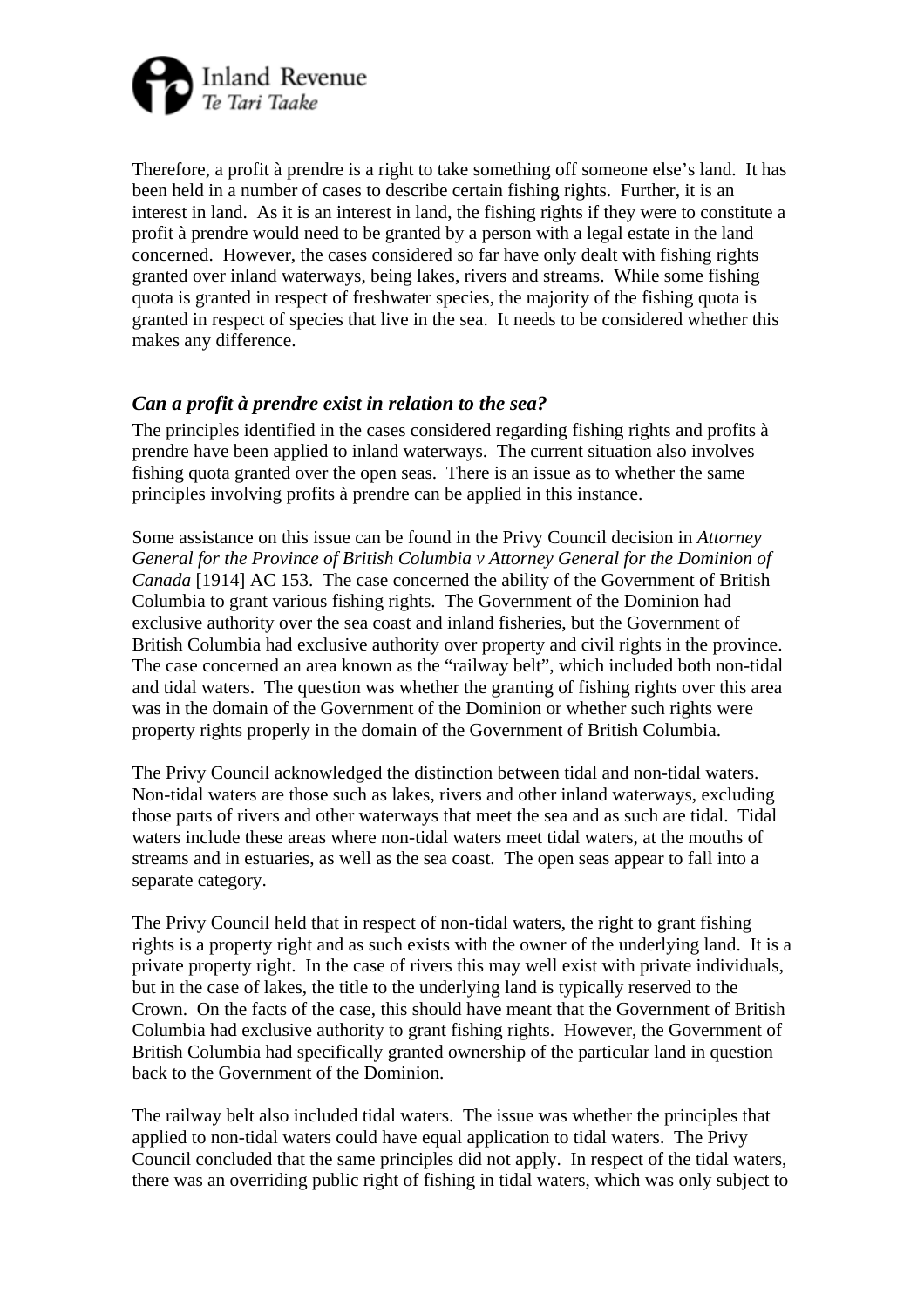Therefore, a profit à prendre is a right to take something off someone else's land. It has been held in a number of cases to describe certain fishing rights. Further, it is an interest in land. As it is an interest in land, the fishing rights if they were to constitute a profit à prendre would need to be granted by a person with a legal estate in the land concerned. However, the cases considered so far have only dealt with fishing rights granted over inland waterways, being lakes, rivers and streams. While some fishing quota is granted in respect of freshwater species, the majority of the fishing quota is granted in respect of species that live in the sea. It needs to be considered whether this makes any difference.

### *Can a profit à prendre exist in relation to the sea?*

The principles identified in the cases considered regarding fishing rights and profits à prendre have been applied to inland waterways. The current situation also involves fishing quota granted over the open seas. There is an issue as to whether the same principles involving profits à prendre can be applied in this instance.

Some assistance on this issue can be found in the Privy Council decision in *Attorney General for the Province of British Columbia v Attorney General for the Dominion of Canada* [1914] AC 153. The case concerned the ability of the Government of British Columbia to grant various fishing rights. The Government of the Dominion had exclusive authority over the sea coast and inland fisheries, but the Government of British Columbia had exclusive authority over property and civil rights in the province. The case concerned an area known as the "railway belt", which included both non-tidal and tidal waters. The question was whether the granting of fishing rights over this area was in the domain of the Government of the Dominion or whether such rights were property rights properly in the domain of the Government of British Columbia.

The Privy Council acknowledged the distinction between tidal and non-tidal waters. Non-tidal waters are those such as lakes, rivers and other inland waterways, excluding those parts of rivers and other waterways that meet the sea and as such are tidal. Tidal waters include these areas where non-tidal waters meet tidal waters, at the mouths of streams and in estuaries, as well as the sea coast. The open seas appear to fall into a separate category.

The Privy Council held that in respect of non-tidal waters, the right to grant fishing rights is a property right and as such exists with the owner of the underlying land. It is a private property right. In the case of rivers this may well exist with private individuals, but in the case of lakes, the title to the underlying land is typically reserved to the Crown. On the facts of the case, this should have meant that the Government of British Columbia had exclusive authority to grant fishing rights. However, the Government of British Columbia had specifically granted ownership of the particular land in question back to the Government of the Dominion.

The railway belt also included tidal waters. The issue was whether the principles that applied to non-tidal waters could have equal application to tidal waters. The Privy Council concluded that the same principles did not apply. In respect of the tidal waters, there was an overriding public right of fishing in tidal waters, which was only subject to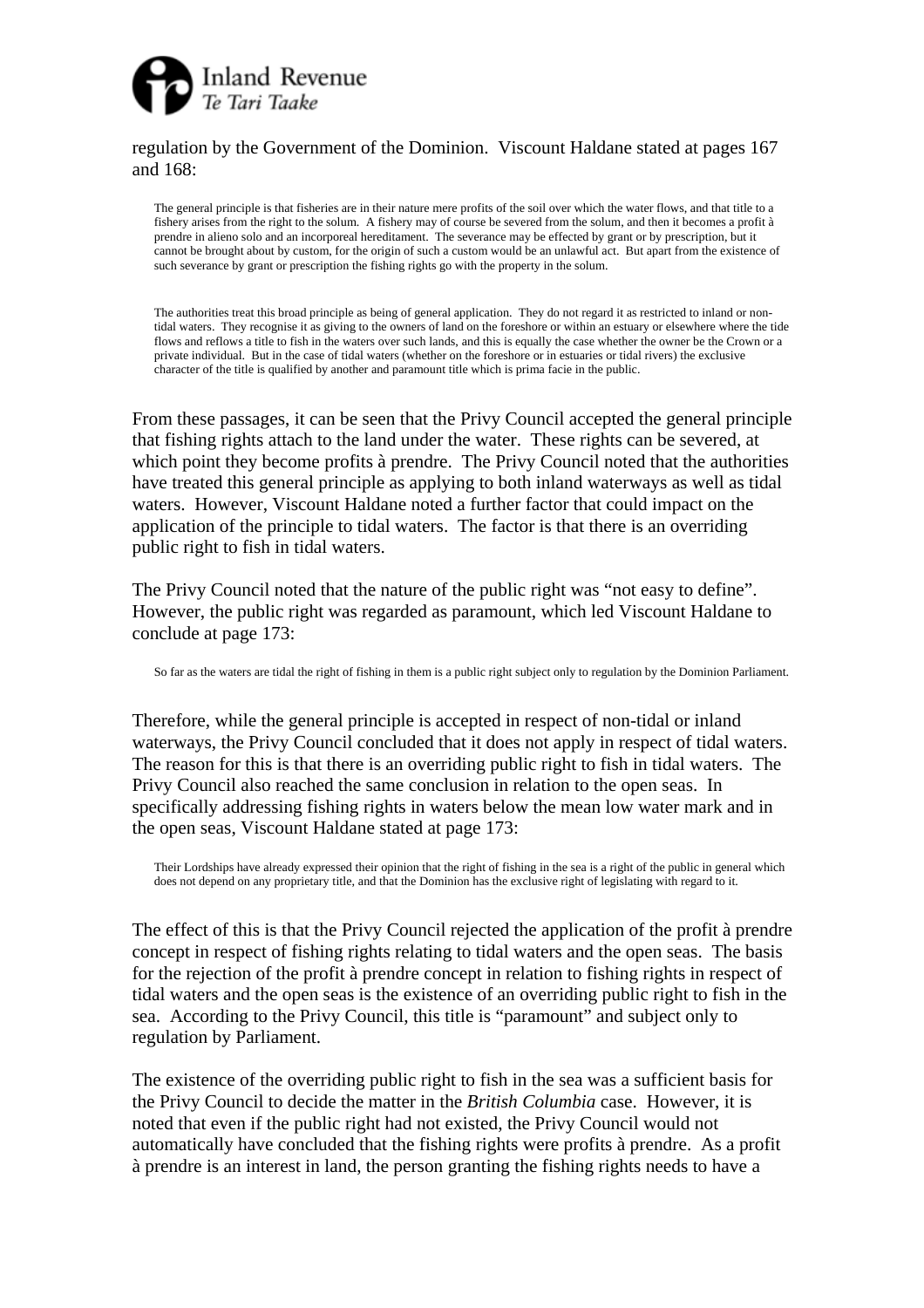regulation by the Government of the Dominion. Viscount Haldane stated at pages 167 and 168:

> The general principle is that fisheries are in their nature mere profits of the soil over which the water flows, and that title to a fishery arises from the right to the solum. A fishery may of course be severed from the solum, and then it becomes a profit à prendre in alieno solo and an incorporeal hereditament. The severance may be effected by grant or by prescription, but it cannot be brought about by custom, for the origin of such a custom would be an unlawful act. But apart from the existence of such severance by grant or prescription the fishing rights go with the property in the solum.

> The authorities treat this broad principle as being of general application. They do not regard it as restricted to inland or non-tidal waters. They recognise it as giving to the owners of land on the foreshore or within an estuary or elsewhere where the tide flows and reflows a title to fish in the waters over such lands, and this is equally the case whether the owner be the Crown or a private individual. But in the case of tidal waters (whether on the foreshore or in estuaries or tidal rivers) the exclusive character of the title is qualified by another and paramount title which is prima facie in the public.

From these passages, it can be seen that the Privy Council accepted the general principle that fishing rights attach to the land under the water. These rights can be severed, at which point they become profits à prendre. The Privy Council noted that the authorities have treated this general principle as applying to both inland waterways as well as tidal waters. However, Viscount Haldane noted a further factor that could impact on the application of the principle to tidal waters. The factor is that there is an overriding public right to fish in tidal waters.

The Privy Council noted that the nature of the public right was "not easy to define". However, the public right was regarded as paramount, which led Viscount Haldane to conclude at page 173:

> So far as the waters are tidal the right of fishing in them is a public right subject only to regulation by the Dominion Parliament.

Therefore, while the general principle is accepted in respect of non-tidal or inland waterways, the Privy Council concluded that it does not apply in respect of tidal waters. The reason for this is that there is an overriding public right to fish in tidal waters. The Privy Council also reached the same conclusion in relation to the open seas. In specifically addressing fishing rights in waters below the mean low water mark and in the open seas, Viscount Haldane stated at page 173:

> Their Lordships have already expressed their opinion that the right of fishing in the sea is a right of the public in general which does not depend on any proprietary title, and that the Dominion has the exclusive right of legislating with regard to it.

The effect of this is that the Privy Council rejected the application of the profit à prendre concept in respect of fishing rights relating to tidal waters and the open seas. The basis for the rejection of the profit à prendre concept in relation to fishing rights in respect of tidal waters and the open seas is the existence of an overriding public right to fish in the sea. According to the Privy Council, this title is "paramount" and subject only to regulation by Parliament.

The existence of the overriding public right to fish in the sea was a sufficient basis for the Privy Council to decide the matter in the *British Columbia* case. However, it is noted that even if the public right had not existed, the Privy Council would not automatically have concluded that the fishing rights were profits à prendre. As a profit à prendre is an interest in land, the person granting the fishing rights needs to have a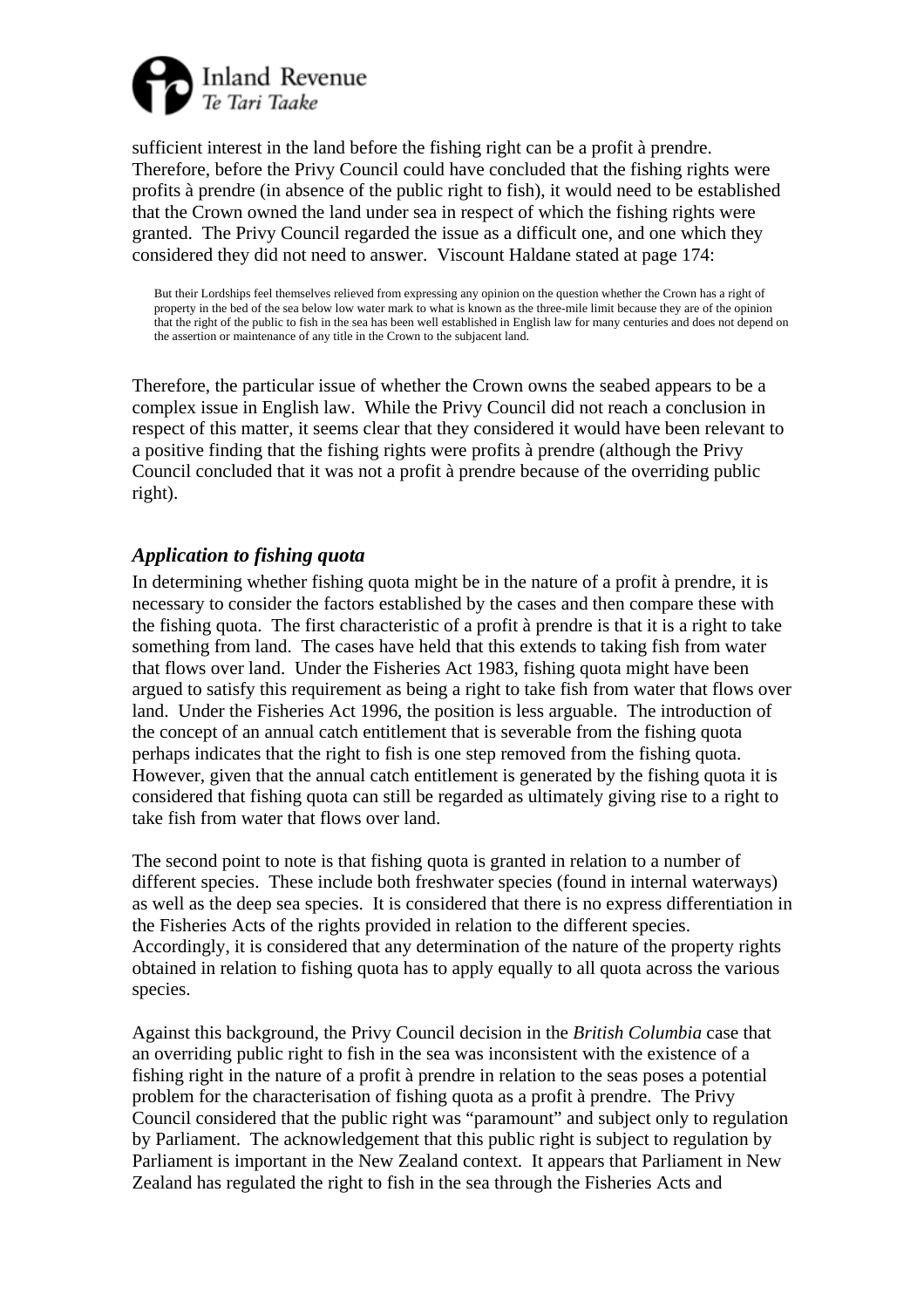sufficient interest in the land before the fishing right can be a profit à prendre. Therefore, before the Privy Council could have concluded that the fishing rights were profits à prendre (in absence of the public right to fish), it would need to be established that the Crown owned the land under sea in respect of which the fishing rights were granted. The Privy Council regarded the issue as a difficult one, and one which they considered they did not need to answer. Viscount Haldane stated at page 174:

> But their Lordships feel themselves relieved from expressing any opinion on the question whether the Crown has a right of property in the bed of the sea below low water mark to what is known as the three-mile limit because they are of the opinion that the right of the public to fish in the sea has been well established in English law for many centuries and does not depend on the assertion or maintenance of any title in the Crown to the subjacent land.

Therefore, the particular issue of whether the Crown owns the seabed appears to be a complex issue in English law. While the Privy Council did not reach a conclusion in respect of this matter, it seems clear that they considered it would have been relevant to a positive finding that the fishing rights were profits à prendre (although the Privy Council concluded that it was not a profit à prendre because of the overriding public right).

### *Application to fishing quota*

In determining whether fishing quota might be in the nature of a profit à prendre, it is necessary to consider the factors established by the cases and then compare these with the fishing quota. The first characteristic of a profit à prendre is that it is a right to take something from land. The cases have held that this extends to taking fish from water that flows over land. Under the Fisheries Act 1983, fishing quota might have been argued to satisfy this requirement as being a right to take fish from water that flows over land. Under the Fisheries Act 1996, the position is less arguable. The introduction of the concept of an annual catch entitlement that is severable from the fishing quota perhaps indicates that the right to fish is one step removed from the fishing quota. However, given that the annual catch entitlement is generated by the fishing quota it is considered that fishing quota can still be regarded as ultimately giving rise to a right to take fish from water that flows over land.

The second point to note is that fishing quota is granted in relation to a number of different species. These include both freshwater species (found in internal waterways) as well as the deep sea species. It is considered that there is no express differentiation in the Fisheries Acts of the rights provided in relation to the different species. Accordingly, it is considered that any determination of the nature of the property rights obtained in relation to fishing quota has to apply equally to all quota across the various species.

Against this background, the Privy Council decision in the *British Columbia* case that an overriding public right to fish in the sea was inconsistent with the existence of a fishing right in the nature of a profit à prendre in relation to the seas poses a potential problem for the characterisation of fishing quota as a profit à prendre. The Privy Council considered that the public right was "paramount" and subject only to regulation by Parliament. The acknowledgement that this public right is subject to regulation by Parliament is important in the New Zealand context. It appears that Parliament in New Zealand has regulated the right to fish in the sea through the Fisheries Acts and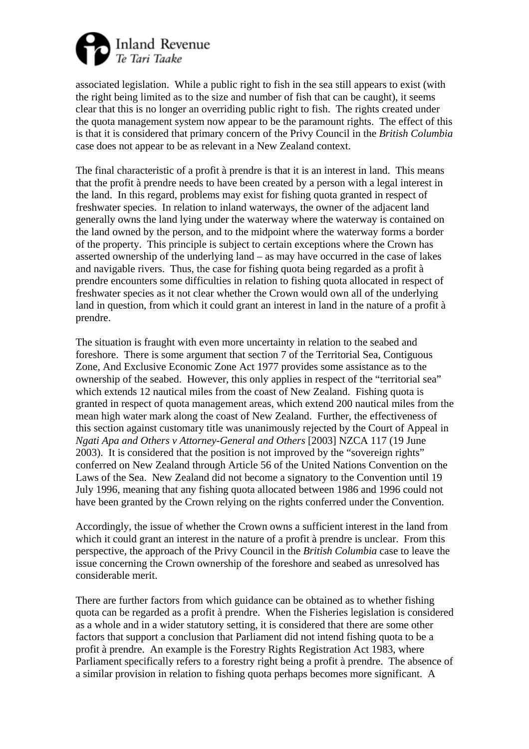associated legislation. While a public right to fish in the sea still appears to exist (with the right being limited as to the size and number of fish that can be caught), it seems clear that this is no longer an overriding public right to fish. The rights created under the quota management system now appear to be the paramount rights. The effect of this is that it is considered that primary concern of the Privy Council in the *British Columbia* case does not appear to be as relevant in a New Zealand context.

The final characteristic of a profit à prendre is that it is an interest in land. This means that the profit à prendre needs to have been created by a person with a legal interest in the land. In this regard, problems may exist for fishing quota granted in respect of freshwater species. In relation to inland waterways, the owner of the adjacent land generally owns the land lying under the waterway where the waterway is contained on the land owned by the person, and to the midpoint where the waterway forms a border of the property. This principle is subject to certain exceptions where the Crown has asserted ownership of the underlying land – as may have occurred in the case of lakes and navigable rivers. Thus, the case for fishing quota being regarded as a profit à prendre encounters some difficulties in relation to fishing quota allocated in respect of freshwater species as it not clear whether the Crown would own all of the underlying land in question, from which it could grant an interest in land in the nature of a profit à prendre.

The situation is fraught with even more uncertainty in relation to the seabed and foreshore. There is some argument that section 7 of the Territorial Sea, Contiguous Zone, And Exclusive Economic Zone Act 1977 provides some assistance as to the ownership of the seabed. However, this only applies in respect of the "territorial sea" which extends 12 nautical miles from the coast of New Zealand. Fishing quota is granted in respect of quota management areas, which extend 200 nautical miles from the mean high water mark along the coast of New Zealand. Further, the effectiveness of this section against customary title was unanimously rejected by the Court of Appeal in *Ngati Apa and Others v Attorney-General and Others* [2003] NZCA 117 (19 June 2003). It is considered that the position is not improved by the "sovereign rights" conferred on New Zealand through Article 56 of the United Nations Convention on the Laws of the Sea. New Zealand did not become a signatory to the Convention until 19 July 1996, meaning that any fishing quota allocated between 1986 and 1996 could not have been granted by the Crown relying on the rights conferred under the Convention.

Accordingly, the issue of whether the Crown owns a sufficient interest in the land from which it could grant an interest in the nature of a profit à prendre is unclear. From this perspective, the approach of the Privy Council in the *British Columbia* case to leave the issue concerning the Crown ownership of the foreshore and seabed as unresolved has considerable merit.

There are further factors from which guidance can be obtained as to whether fishing quota can be regarded as a profit à prendre. When the Fisheries legislation is considered as a whole and in a wider statutory setting, it is considered that there are some other factors that support a conclusion that Parliament did not intend fishing quota to be a profit à prendre. An example is the Forestry Rights Registration Act 1983, where Parliament specifically refers to a forestry right being a profit à prendre. The absence of a similar provision in relation to fishing quota perhaps becomes more significant. A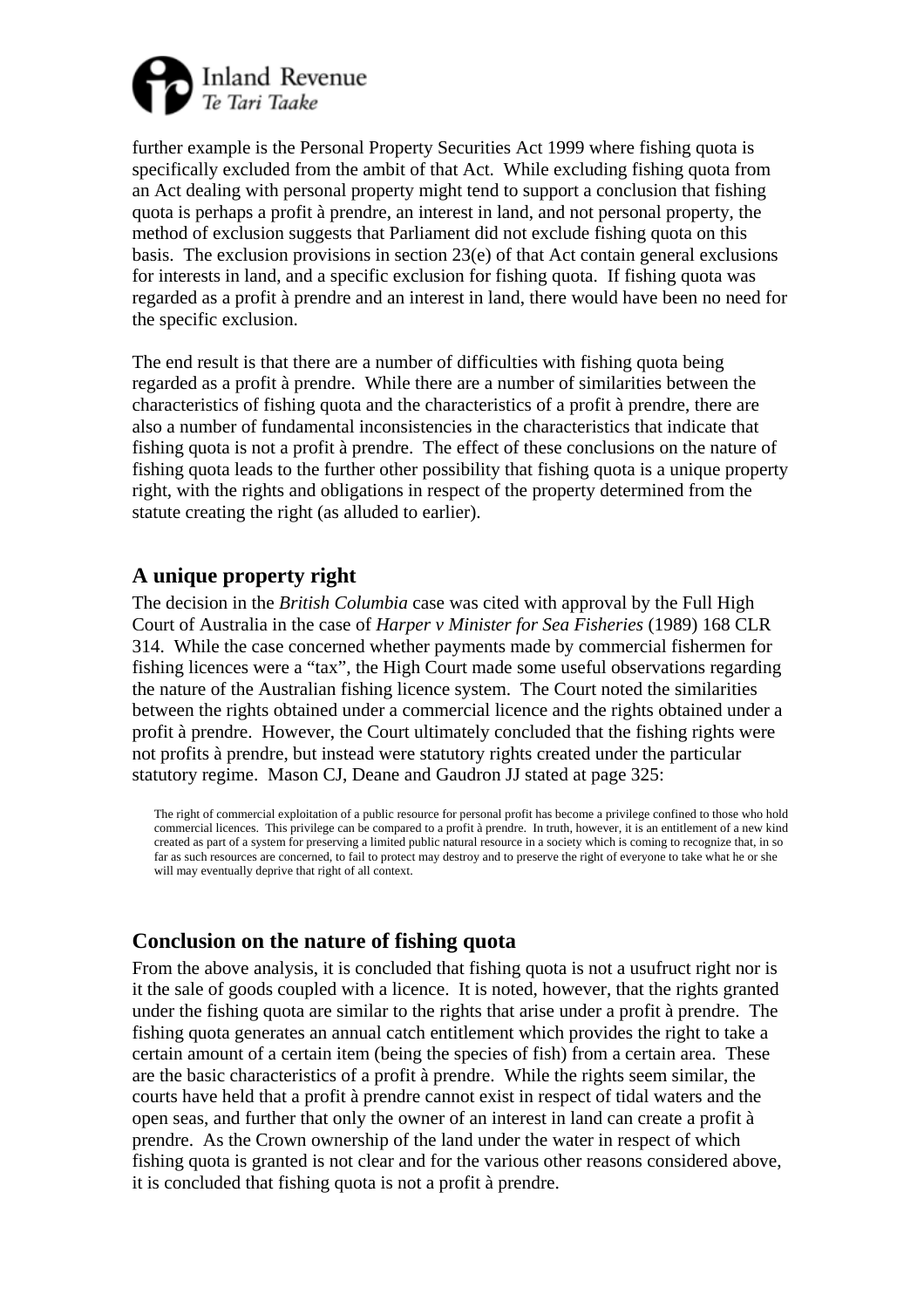further example is the Personal Property Securities Act 1999 where fishing quota is specifically excluded from the ambit of that Act. While excluding fishing quota from an Act dealing with personal property might tend to support a conclusion that fishing quota is perhaps a profit à prendre, an interest in land, and not personal property, the method of exclusion suggests that Parliament did not exclude fishing quota on this basis. The exclusion provisions in section 23(e) of that Act contain general exclusions for interests in land, and a specific exclusion for fishing quota. If fishing quota was regarded as a profit à prendre and an interest in land, there would have been no need for the specific exclusion.

The end result is that there are a number of difficulties with fishing quota being regarded as a profit à prendre. While there are a number of similarities between the characteristics of fishing quota and the characteristics of a profit à prendre, there are also a number of fundamental inconsistencies in the characteristics that indicate that fishing quota is not a profit à prendre. The effect of these conclusions on the nature of fishing quota leads to the further other possibility that fishing quota is a unique property right, with the rights and obligations in respect of the property determined from the statute creating the right (as alluded to earlier).

## A unique property right

The decision in the *British Columbia* case was cited with approval by the Full High Court of Australia in the case of *Harper v Minister for Sea Fisheries* (1989) 168 CLR 314. While the case concerned whether payments made by commercial fishermen for fishing licences were a "tax", the High Court made some useful observations regarding the nature of the Australian fishing licence system. The Court noted the similarities between the rights obtained under a commercial licence and the rights obtained under a profit à prendre. However, the Court ultimately concluded that the fishing rights were not profits à prendre, but instead were statutory rights created under the particular statutory regime. Mason CJ, Deane and Gaudron JJ stated at page 325:

> The right of commercial exploitation of a public resource for personal profit has become a privilege confined to those who hold commercial licences. This privilege can be compared to a profit à prendre. In truth, however, it is an entitlement of a new kind created as part of a system for preserving a limited public natural resource in a society which is coming to recognize that, in so far as such resources are concerned, to fail to protect may destroy and to preserve the right of everyone to take what he or she will may eventually deprive that right of all context.

## Conclusion on the nature of fishing quota

From the above analysis, it is concluded that fishing quota is not a usufruct right nor is it the sale of goods coupled with a licence. It is noted, however, that the rights granted under the fishing quota are similar to the rights that arise under a profit à prendre. The fishing quota generates an annual catch entitlement which provides the right to take a certain amount of a certain item (being the species of fish) from a certain area. These are the basic characteristics of a profit à prendre. While the rights seem similar, the courts have held that a profit à prendre cannot exist in respect of tidal waters and the open seas, and further that only the owner of an interest in land can create a profit à prendre. As the Crown ownership of the land under the water in respect of which fishing quota is granted is not clear and for the various other reasons considered above, it is concluded that fishing quota is not a profit à prendre.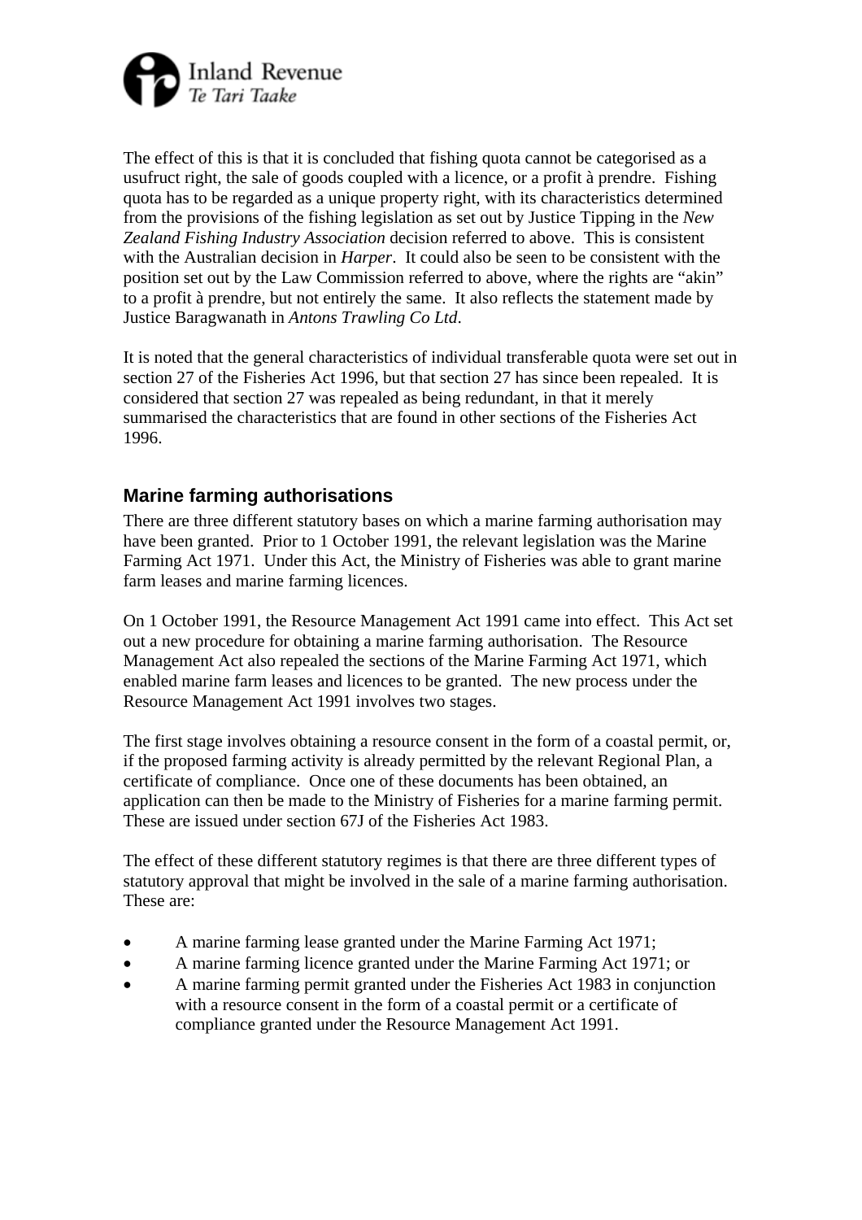The effect of this is that it is concluded that fishing quota cannot be categorised as a usufruct right, the sale of goods coupled with a licence, or a profit à prendre. Fishing quota has to be regarded as a unique property right, with its characteristics determined from the provisions of the fishing legislation as set out by Justice Tipping in the *New Zealand Fishing Industry Association* decision referred to above. This is consistent with the Australian decision in *Harper*. It could also be seen to be consistent with the position set out by the Law Commission referred to above, where the rights are "akin" to a profit à prendre, but not entirely the same. It also reflects the statement made by Justice Baragwanath in *Antons Trawling Co Ltd*.

It is noted that the general characteristics of individual transferable quota were set out in section 27 of the Fisheries Act 1996, but that section 27 has since been repealed. It is considered that section 27 was repealed as being redundant, in that it merely summarised the characteristics that are found in other sections of the Fisheries Act 1996.

## Marine farming authorisations

There are three different statutory bases on which a marine farming authorisation may have been granted. Prior to 1 October 1991, the relevant legislation was the Marine Farming Act 1971. Under this Act, the Ministry of Fisheries was able to grant marine farm leases and marine farming licences.

On 1 October 1991, the Resource Management Act 1991 came into effect. This Act set out a new procedure for obtaining a marine farming authorisation. The Resource Management Act also repealed the sections of the Marine Farming Act 1971, which enabled marine farm leases and licences to be granted. The new process under the Resource Management Act 1991 involves two stages.

The first stage involves obtaining a resource consent in the form of a coastal permit, or, if the proposed farming activity is already permitted by the relevant Regional Plan, a certificate of compliance. Once one of these documents has been obtained, an application can then be made to the Ministry of Fisheries for a marine farming permit. These are issued under section 67J of the Fisheries Act 1983.

The effect of these different statutory regimes is that there are three different types of statutory approval that might be involved in the sale of a marine farming authorisation. These are:

- A marine farming lease granted under the Marine Farming Act 1971;
- A marine farming licence granted under the Marine Farming Act 1971; or
- A marine farming permit granted under the Fisheries Act 1983 in conjunction with a resource consent in the form of a coastal permit or a certificate of compliance granted under the Resource Management Act 1991.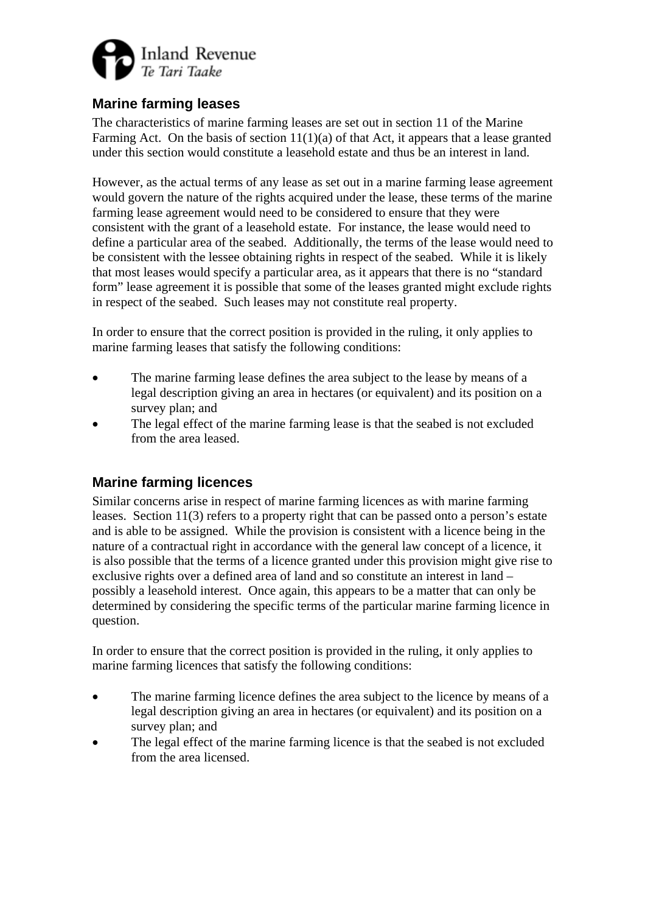## Marine farming leases

The characteristics of marine farming leases are set out in section 11 of the Marine Farming Act. On the basis of section 11(1)(a) of that Act, it appears that a lease granted under this section would constitute a leasehold estate and thus be an interest in land.

However, as the actual terms of any lease as set out in a marine farming lease agreement would govern the nature of the rights acquired under the lease, these terms of the marine farming lease agreement would need to be considered to ensure that they were consistent with the grant of a leasehold estate. For instance, the lease would need to define a particular area of the seabed. Additionally, the terms of the lease would need to be consistent with the lessee obtaining rights in respect of the seabed. While it is likely that most leases would specify a particular area, as it appears that there is no "standard form" lease agreement it is possible that some of the leases granted might exclude rights in respect of the seabed. Such leases may not constitute real property.

In order to ensure that the correct position is provided in the ruling, it only applies to marine farming leases that satisfy the following conditions:

- The marine farming lease defines the area subject to the lease by means of a legal description giving an area in hectares (or equivalent) and its position on a survey plan; and
- The legal effect of the marine farming lease is that the seabed is not excluded from the area leased.

## Marine farming licences

Similar concerns arise in respect of marine farming licences as with marine farming leases. Section 11(3) refers to a property right that can be passed onto a person's estate and is able to be assigned. While the provision is consistent with a licence being in the nature of a contractual right in accordance with the general law concept of a licence, it is also possible that the terms of a licence granted under this provision might give rise to exclusive rights over a defined area of land and so constitute an interest in land – possibly a leasehold interest. Once again, this appears to be a matter that can only be determined by considering the specific terms of the particular marine farming licence in question.

In order to ensure that the correct position is provided in the ruling, it only applies to marine farming licences that satisfy the following conditions:

- The marine farming licence defines the area subject to the licence by means of a legal description giving an area in hectares (or equivalent) and its position on a survey plan; and
- The legal effect of the marine farming licence is that the seabed is not excluded from the area licensed.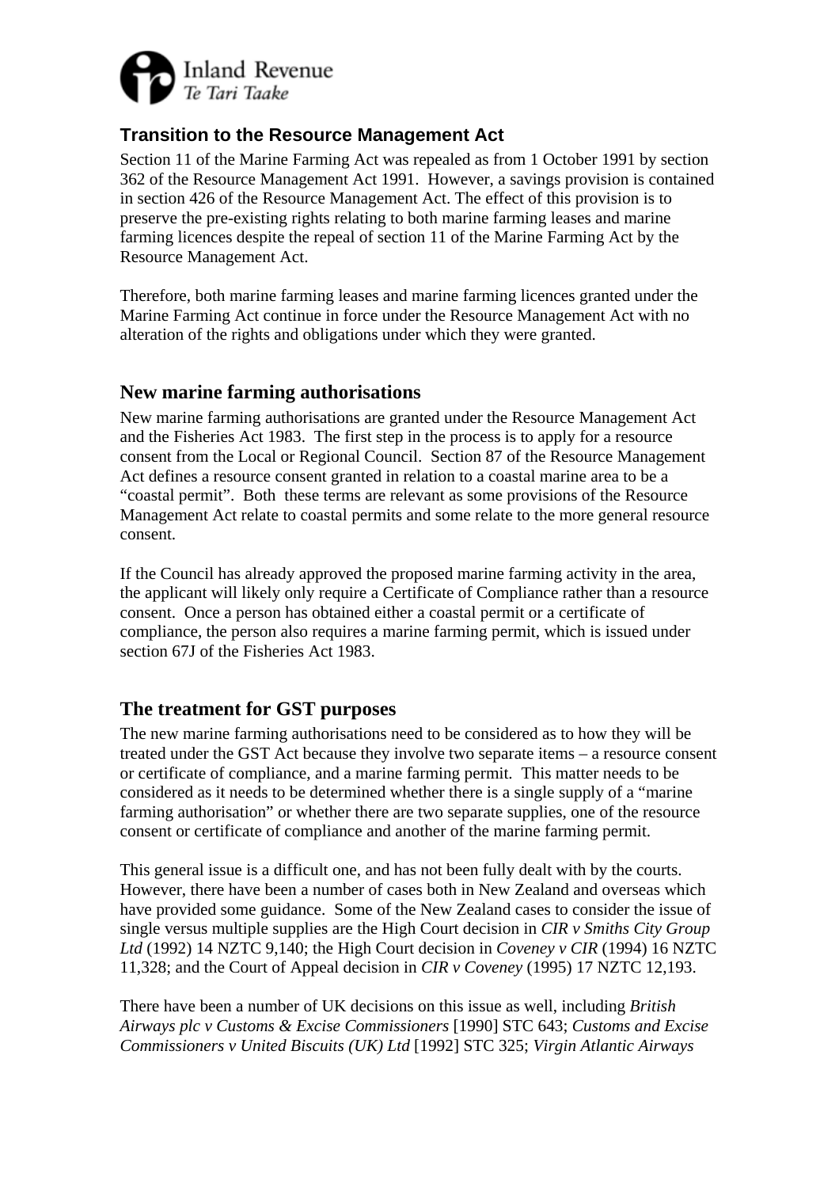## Transition to the Resource Management Act

Section 11 of the Marine Farming Act was repealed as from 1 October 1991 by section 362 of the Resource Management Act 1991. However, a savings provision is contained in section 426 of the Resource Management Act. The effect of this provision is to preserve the pre-existing rights relating to both marine farming leases and marine farming licences despite the repeal of section 11 of the Marine Farming Act by the Resource Management Act.

Therefore, both marine farming leases and marine farming licences granted under the Marine Farming Act continue in force under the Resource Management Act with no alteration of the rights and obligations under which they were granted.

## New marine farming authorisations

New marine farming authorisations are granted under the Resource Management Act and the Fisheries Act 1983. The first step in the process is to apply for a resource consent from the Local or Regional Council. Section 87 of the Resource Management Act defines a resource consent granted in relation to a coastal marine area to be a "coastal permit". Both these terms are relevant as some provisions of the Resource Management Act relate to coastal permits and some relate to the more general resource consent.

If the Council has already approved the proposed marine farming activity in the area, the applicant will likely only require a Certificate of Compliance rather than a resource consent. Once a person has obtained either a coastal permit or a certificate of compliance, the person also requires a marine farming permit, which is issued under section 67J of the Fisheries Act 1983.

## The treatment for GST purposes

The new marine farming authorisations need to be considered as to how they will be treated under the GST Act because they involve two separate items – a resource consent or certificate of compliance, and a marine farming permit. This matter needs to be considered as it needs to be determined whether there is a single supply of a "marine farming authorisation" or whether there are two separate supplies, one of the resource consent or certificate of compliance and another of the marine farming permit.

This general issue is a difficult one, and has not been fully dealt with by the courts. However, there have been a number of cases both in New Zealand and overseas which have provided some guidance. Some of the New Zealand cases to consider the issue of single versus multiple supplies are the High Court decision in *CIR v Smiths City Group Ltd* (1992) 14 NZTC 9,140; the High Court decision in *Coveney v CIR* (1994) 16 NZTC 11,328; and the Court of Appeal decision in *CIR v Coveney* (1995) 17 NZTC 12,193.

There have been a number of UK decisions on this issue as well, including *British Airways plc v Customs & Excise Commissioners* [1990] STC 643; *Customs and Excise Commissioners v United Biscuits (UK) Ltd* [1992] STC 325; *Virgin Atlantic Airways*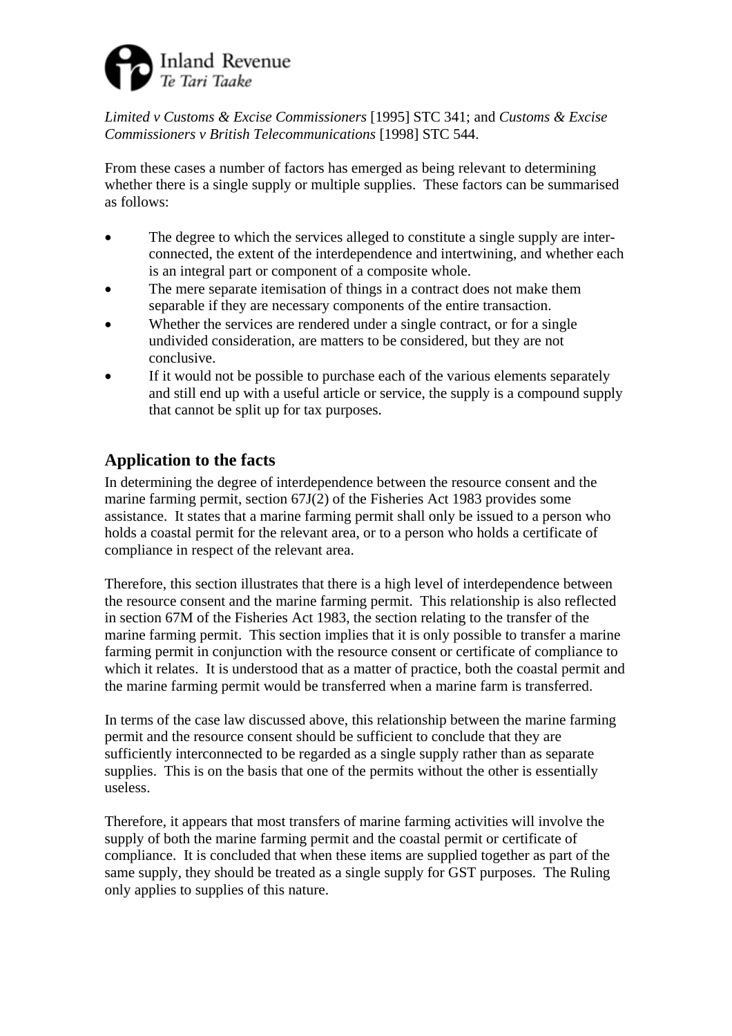*Limited v Customs & Excise Commissioners* [1995] STC 341; and *Customs & Excise Commissioners v British Telecommunications* [1998] STC 544.

From these cases a number of factors has emerged as being relevant to determining whether there is a single supply or multiple supplies. These factors can be summarised as follows:

- The degree to which the services alleged to constitute a single supply are inter-connected, the extent of the interdependence and intertwining, and whether each is an integral part or component of a composite whole.
- The mere separate itemisation of things in a contract does not make them separable if they are necessary components of the entire transaction.
- Whether the services are rendered under a single contract, or for a single undivided consideration, are matters to be considered, but they are not conclusive.
- If it would not be possible to purchase each of the various elements separately and still end up with a useful article or service, the supply is a compound supply that cannot be split up for tax purposes.

## Application to the facts

In determining the degree of interdependence between the resource consent and the marine farming permit, section 67J(2) of the Fisheries Act 1983 provides some assistance. It states that a marine farming permit shall only be issued to a person who holds a coastal permit for the relevant area, or to a person who holds a certificate of compliance in respect of the relevant area.

Therefore, this section illustrates that there is a high level of interdependence between the resource consent and the marine farming permit. This relationship is also reflected in section 67M of the Fisheries Act 1983, the section relating to the transfer of the marine farming permit. This section implies that it is only possible to transfer a marine farming permit in conjunction with the resource consent or certificate of compliance to which it relates. It is understood that as a matter of practice, both the coastal permit and the marine farming permit would be transferred when a marine farm is transferred.

In terms of the case law discussed above, this relationship between the marine farming permit and the resource consent should be sufficient to conclude that they are sufficiently interconnected to be regarded as a single supply rather than as separate supplies. This is on the basis that one of the permits without the other is essentially useless.

Therefore, it appears that most transfers of marine farming activities will involve the supply of both the marine farming permit and the coastal permit or certificate of compliance. It is concluded that when these items are supplied together as part of the same supply, they should be treated as a single supply for GST purposes. The Ruling only applies to supplies of this nature.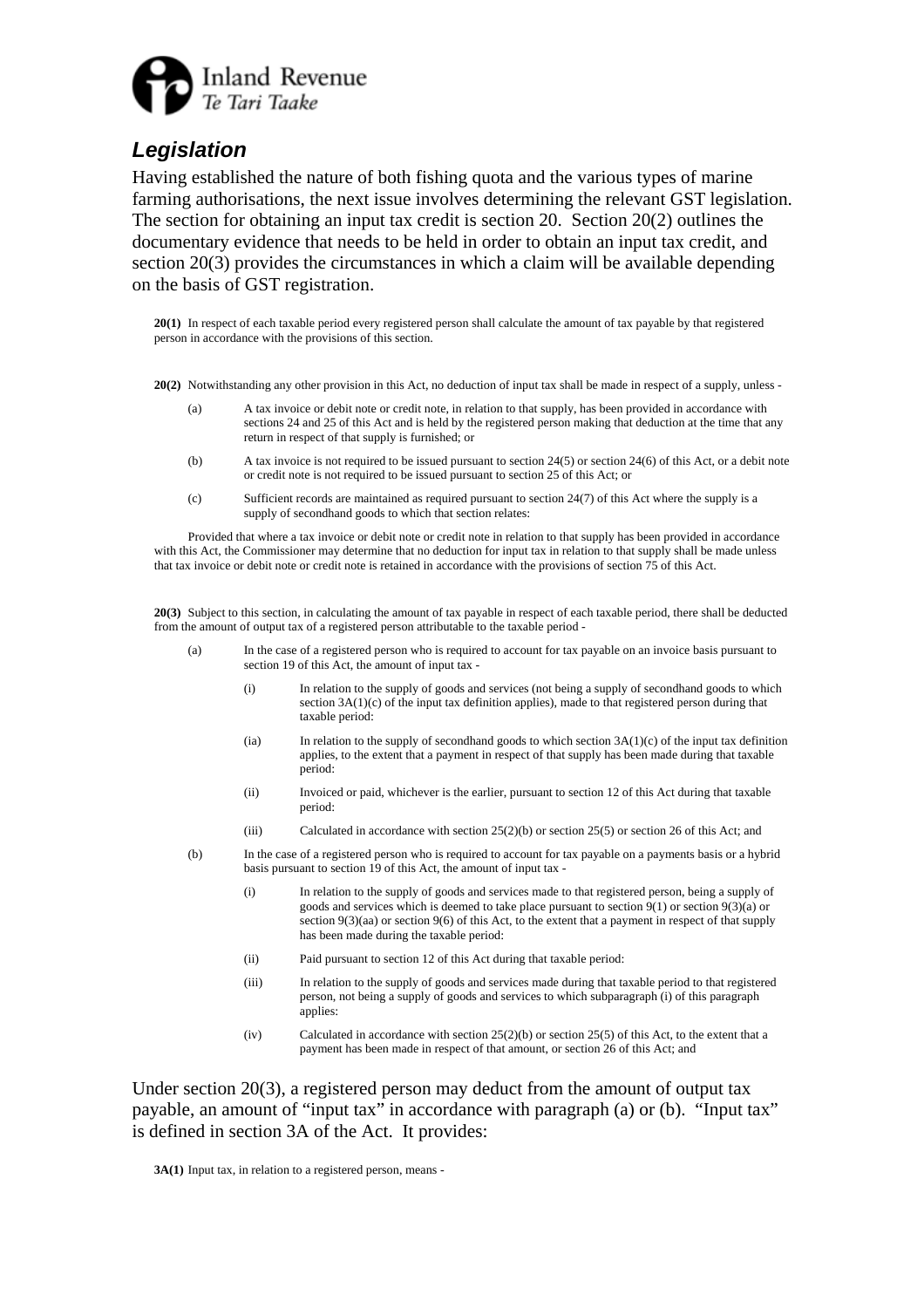### *Legislation*

Having established the nature of both fishing quota and the various types of marine farming authorisations, the next issue involves determining the relevant GST legislation. The section for obtaining an input tax credit is section 20. Section 20(2) outlines the documentary evidence that needs to be held in order to obtain an input tax credit, and section 20(3) provides the circumstances in which a claim will be available depending on the basis of GST registration.

> **20(1)** In respect of each taxable period every registered person shall calculate the amount of tax payable by that registered person in accordance with the provisions of this section.
>
> **20(2)** Notwithstanding any other provision in this Act, no deduction of input tax shall be made in respect of a supply, unless -
>
> (a) A tax invoice or debit note or credit note, in relation to that supply, has been provided in accordance with sections 24 and 25 of this Act and is held by the registered person making that deduction at the time that any return in respect of that supply is furnished; or
>
> (b) A tax invoice is not required to be issued pursuant to section 24(5) or section 24(6) of this Act, or a debit note or credit note is not required to be issued pursuant to section 25 of this Act; or
>
> (c) Sufficient records are maintained as required pursuant to section 24(7) of this Act where the supply is a supply of secondhand goods to which that section relates:
>
> Provided that where a tax invoice or debit note or credit note in relation to that supply has been provided in accordance with this Act, the Commissioner may determine that no deduction for input tax in relation to that supply shall be made unless that tax invoice or debit note or credit note is retained in accordance with the provisions of section 75 of this Act.
>
> **20(3)** Subject to this section, in calculating the amount of tax payable in respect of each taxable period, there shall be deducted from the amount of output tax of a registered person attributable to the taxable period -
>
> (a) In the case of a registered person who is required to account for tax payable on an invoice basis pursuant to section 19 of this Act, the amount of input tax -
>
> (i) In relation to the supply of goods and services (not being a supply of secondhand goods to which section 3A(1)(c) of the input tax definition applies), made to that registered person during that taxable period:
>
> (ia) In relation to the supply of secondhand goods to which section 3A(1)(c) of the input tax definition applies, to the extent that a payment in respect of that supply has been made during that taxable period:
>
> (ii) Invoiced or paid, whichever is the earlier, pursuant to section 12 of this Act during that taxable period:
>
> (iii) Calculated in accordance with section 25(2)(b) or section 25(5) or section 26 of this Act; and
>
> (b) In the case of a registered person who is required to account for tax payable on a payments basis or a hybrid basis pursuant to section 19 of this Act, the amount of input tax -
>
> (i) In relation to the supply of goods and services made to that registered person, being a supply of goods and services which is deemed to take place pursuant to section 9(1) or section 9(3)(a) or section 9(3)(aa) or section 9(6) of this Act, to the extent that a payment in respect of that supply has been made during the taxable period:
>
> (ii) Paid pursuant to section 12 of this Act during that taxable period:
>
> (iii) In relation to the supply of goods and services made during that taxable period to that registered person, not being a supply of goods and services to which subparagraph (i) of this paragraph applies:
>
> (iv) Calculated in accordance with section 25(2)(b) or section 25(5) of this Act, to the extent that a payment has been made in respect of that amount, or section 26 of this Act; and

Under section 20(3), a registered person may deduct from the amount of output tax payable, an amount of "input tax" in accordance with paragraph (a) or (b). "Input tax" is defined in section 3A of the Act. It provides:

> **3A(1)** Input tax, in relation to a registered person, means -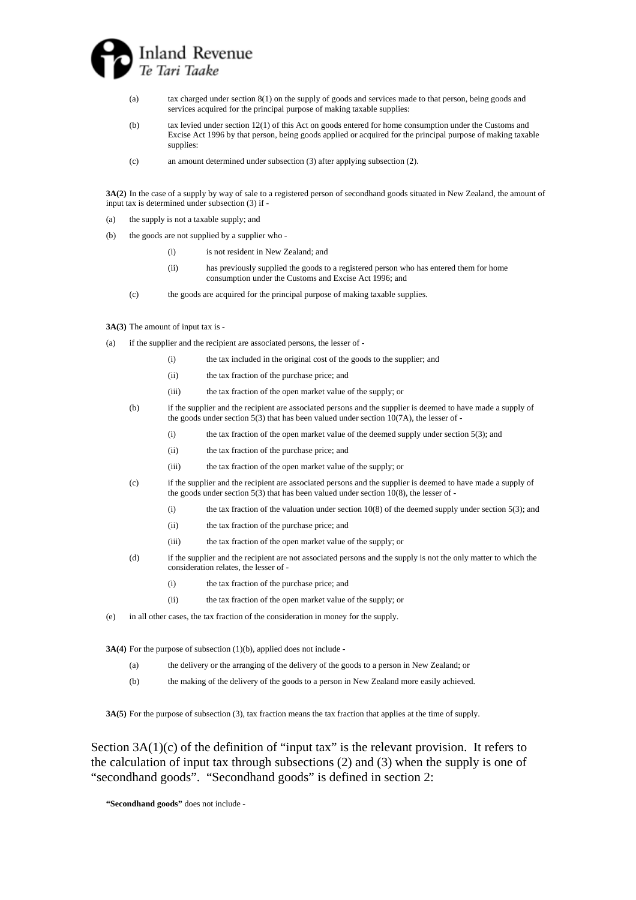(a) tax charged under section 8(1) on the supply of goods and services made to that person, being goods and services acquired for the principal purpose of making taxable supplies:

(b) tax levied under section 12(1) of this Act on goods entered for home consumption under the Customs and Excise Act 1996 by that person, being goods applied or acquired for the principal purpose of making taxable supplies:

(c) an amount determined under subsection (3) after applying subsection (2).

**3A(2)** In the case of a supply by way of sale to a registered person of secondhand goods situated in New Zealand, the amount of input tax is determined under subsection (3) if -

(a) the supply is not a taxable supply; and

(b) the goods are not supplied by a supplier who -

(i) is not resident in New Zealand; and

(ii) has previously supplied the goods to a registered person who has entered them for home consumption under the Customs and Excise Act 1996; and

(c) the goods are acquired for the principal purpose of making taxable supplies.

**3A(3)** The amount of input tax is -

(a) if the supplier and the recipient are associated persons, the lesser of -

(i) the tax included in the original cost of the goods to the supplier; and

(ii) the tax fraction of the purchase price; and

(iii) the tax fraction of the open market value of the supply; or

(b) if the supplier and the recipient are associated persons and the supplier is deemed to have made a supply of the goods under section 5(3) that has been valued under section 10(7A), the lesser of -

(i) the tax fraction of the open market value of the deemed supply under section 5(3); and

(ii) the tax fraction of the purchase price; and

(iii) the tax fraction of the open market value of the supply; or

(c) if the supplier and the recipient are associated persons and the supplier is deemed to have made a supply of the goods under section 5(3) that has been valued under section 10(8), the lesser of -

(i) the tax fraction of the valuation under section 10(8) of the deemed supply under section 5(3); and

(ii) the tax fraction of the purchase price; and

(iii) the tax fraction of the open market value of the supply; or

(d) if the supplier and the recipient are not associated persons and the supply is not the only matter to which the consideration relates, the lesser of -

(i) the tax fraction of the purchase price; and

(ii) the tax fraction of the open market value of the supply; or

(e) in all other cases, the tax fraction of the consideration in money for the supply.

**3A(4)** For the purpose of subsection (1)(b), applied does not include -

(a) the delivery or the arranging of the delivery of the goods to a person in New Zealand; or

(b) the making of the delivery of the goods to a person in New Zealand more easily achieved.

**3A(5)** For the purpose of subsection (3), tax fraction means the tax fraction that applies at the time of supply.

Section 3A(1)(c) of the definition of "input tax" is the relevant provision. It refers to the calculation of input tax through subsections (2) and (3) when the supply is one of "secondhand goods". "Secondhand goods" is defined in section 2:

**"Secondhand goods"** does not include -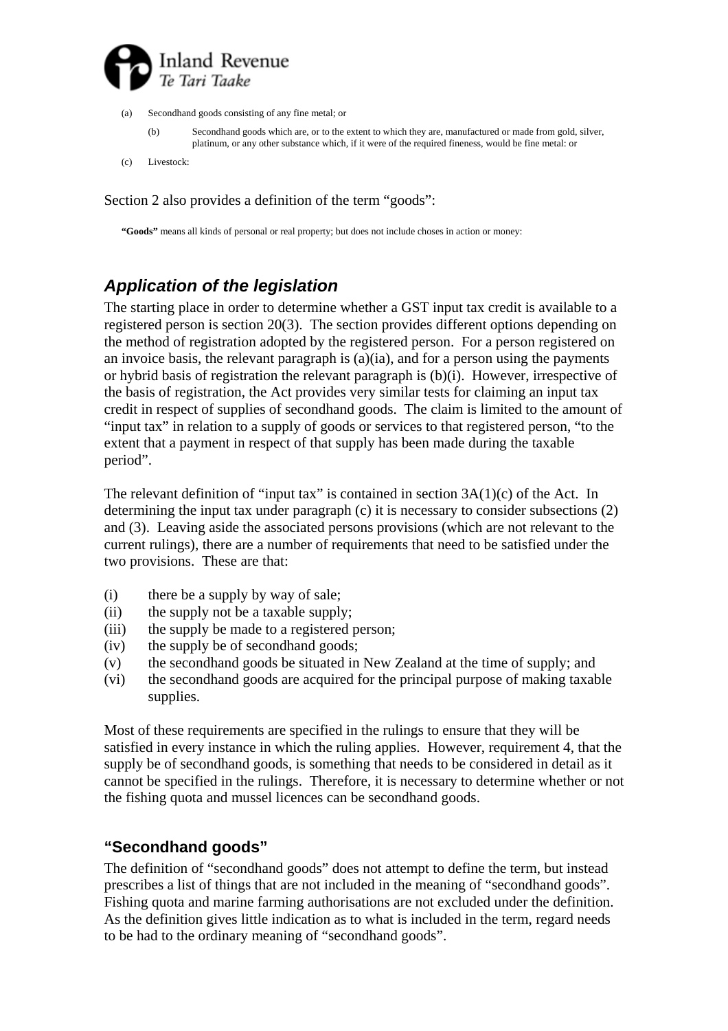(a) Secondhand goods consisting of any fine metal; or

(b) Secondhand goods which are, or to the extent to which they are, manufactured or made from gold, silver, platinum, or any other substance which, if it were of the required fineness, would be fine metal: or

(c) Livestock:

Section 2 also provides a definition of the term "goods":

> **"Goods"** means all kinds of personal or real property; but does not include choses in action or money:

## *Application of the legislation*

The starting place in order to determine whether a GST input tax credit is available to a registered person is section 20(3). The section provides different options depending on the method of registration adopted by the registered person. For a person registered on an invoice basis, the relevant paragraph is (a)(ia), and for a person using the payments or hybrid basis of registration the relevant paragraph is (b)(i). However, irrespective of the basis of registration, the Act provides very similar tests for claiming an input tax credit in respect of supplies of secondhand goods. The claim is limited to the amount of "input tax" in relation to a supply of goods or services to that registered person, "to the extent that a payment in respect of that supply has been made during the taxable period".

The relevant definition of "input tax" is contained in section 3A(1)(c) of the Act. In determining the input tax under paragraph (c) it is necessary to consider subsections (2) and (3). Leaving aside the associated persons provisions (which are not relevant to the current rulings), there are a number of requirements that need to be satisfied under the two provisions. These are that:

(i) there be a supply by way of sale;
(ii) the supply not be a taxable supply;
(iii) the supply be made to a registered person;
(iv) the supply be of secondhand goods;
(v) the secondhand goods be situated in New Zealand at the time of supply; and
(vi) the secondhand goods are acquired for the principal purpose of making taxable supplies.

Most of these requirements are specified in the rulings to ensure that they will be satisfied in every instance in which the ruling applies. However, requirement 4, that the supply be of secondhand goods, is something that needs to be considered in detail as it cannot be specified in the rulings. Therefore, it is necessary to determine whether or not the fishing quota and mussel licences can be secondhand goods.

### "Secondhand goods"

The definition of "secondhand goods" does not attempt to define the term, but instead prescribes a list of things that are not included in the meaning of "secondhand goods". Fishing quota and marine farming authorisations are not excluded under the definition. As the definition gives little indication as to what is included in the term, regard needs to be had to the ordinary meaning of "secondhand goods".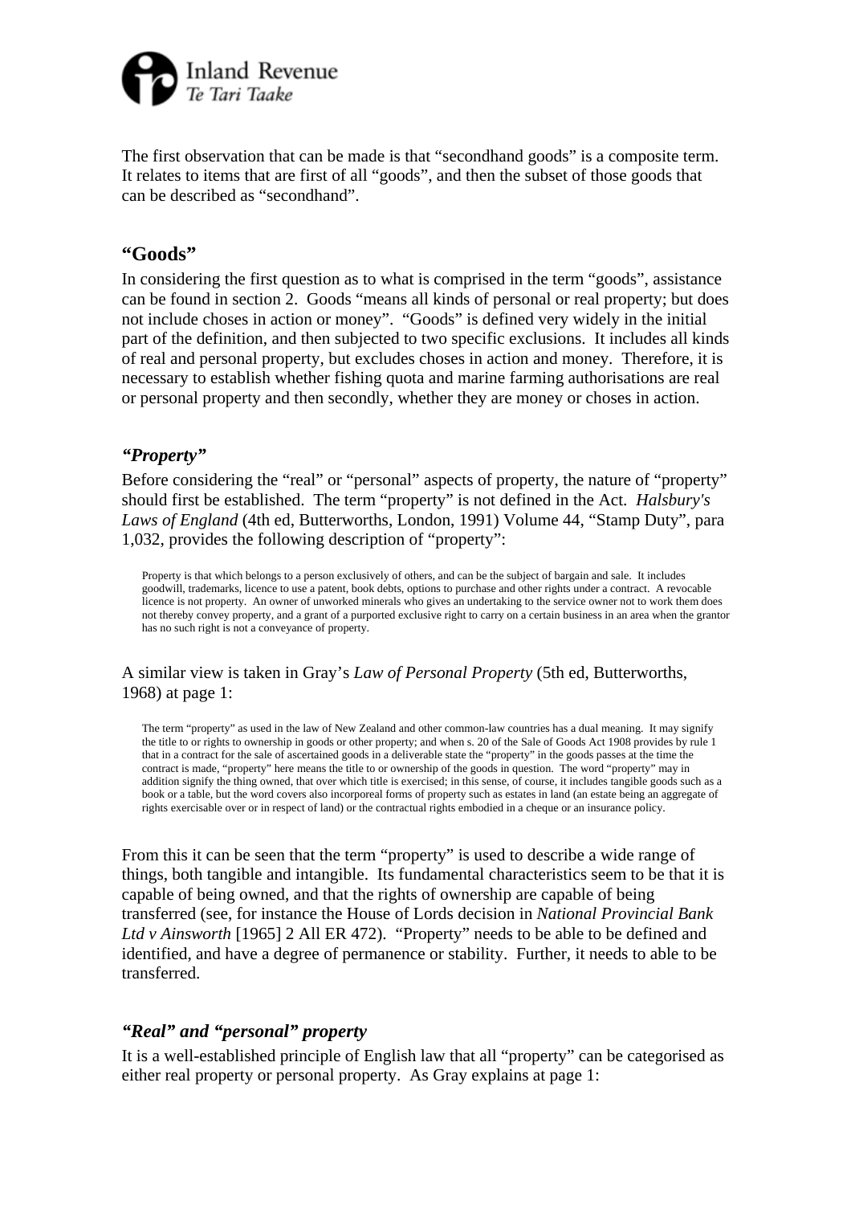The first observation that can be made is that "secondhand goods" is a composite term. It relates to items that are first of all "goods", and then the subset of those goods that can be described as "secondhand".

## "Goods"

In considering the first question as to what is comprised in the term "goods", assistance can be found in section 2. Goods "means all kinds of personal or real property; but does not include choses in action or money". "Goods" is defined very widely in the initial part of the definition, and then subjected to two specific exclusions. It includes all kinds of real and personal property, but excludes choses in action and money. Therefore, it is necessary to establish whether fishing quota and marine farming authorisations are real or personal property and then secondly, whether they are money or choses in action.

### *"Property"*

Before considering the "real" or "personal" aspects of property, the nature of "property" should first be established. The term "property" is not defined in the Act. *Halsbury's Laws of England* (4th ed, Butterworths, London, 1991) Volume 44, "Stamp Duty", para 1,032, provides the following description of "property":

> Property is that which belongs to a person exclusively of others, and can be the subject of bargain and sale. It includes goodwill, trademarks, licence to use a patent, book debts, options to purchase and other rights under a contract. A revocable licence is not property. An owner of unworked minerals who gives an undertaking to the service owner not to work them does not thereby convey property, and a grant of a purported exclusive right to carry on a certain business in an area when the grantor has no such right is not a conveyance of property.

A similar view is taken in Gray's *Law of Personal Property* (5th ed, Butterworths, 1968) at page 1:

> The term "property" as used in the law of New Zealand and other common-law countries has a dual meaning. It may signify the title to or rights to ownership in goods or other property; and when s. 20 of the Sale of Goods Act 1908 provides by rule 1 that in a contract for the sale of ascertained goods in a deliverable state the "property" in the goods passes at the time the contract is made, "property" here means the title to or ownership of the goods in question. The word "property" may in addition signify the thing owned, that over which title is exercised; in this sense, of course, it includes tangible goods such as a book or a table, but the word covers also incorporeal forms of property such as estates in land (an estate being an aggregate of rights exercisable over or in respect of land) or the contractual rights embodied in a cheque or an insurance policy.

From this it can be seen that the term "property" is used to describe a wide range of things, both tangible and intangible. Its fundamental characteristics seem to be that it is capable of being owned, and that the rights of ownership are capable of being transferred (see, for instance the House of Lords decision in *National Provincial Bank Ltd v Ainsworth* [1965] 2 All ER 472). "Property" needs to be able to be defined and identified, and have a degree of permanence or stability. Further, it needs to able to be transferred.

### *"Real" and "personal" property*

It is a well-established principle of English law that all "property" can be categorised as either real property or personal property. As Gray explains at page 1: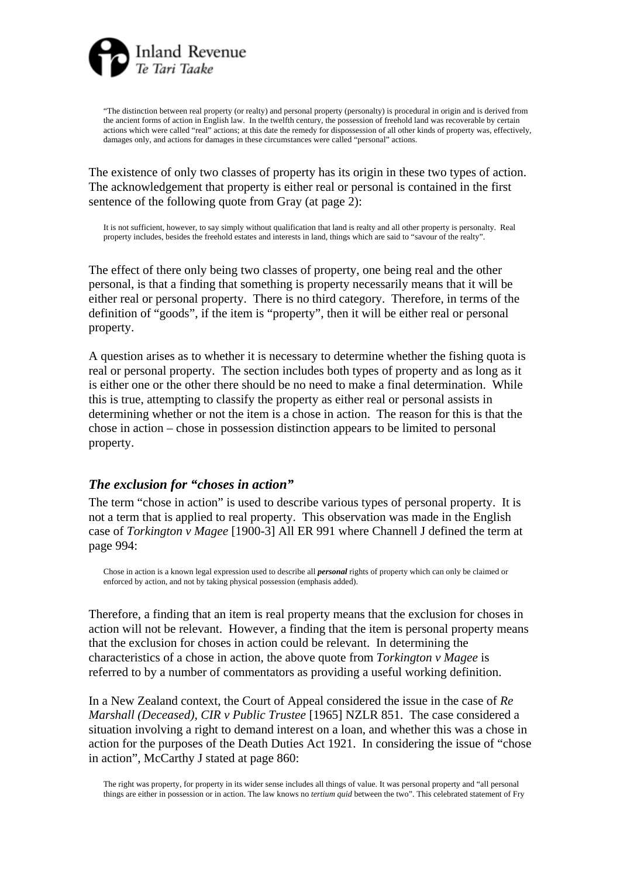> "The distinction between real property (or realty) and personal property (personalty) is procedural in origin and is derived from the ancient forms of action in English law. In the twelfth century, the possession of freehold land was recoverable by certain actions which were called "real" actions; at this date the remedy for dispossession of all other kinds of property was, effectively, damages only, and actions for damages in these circumstances were called "personal" actions.

The existence of only two classes of property has its origin in these two types of action. The acknowledgement that property is either real or personal is contained in the first sentence of the following quote from Gray (at page 2):

> It is not sufficient, however, to say simply without qualification that land is realty and all other property is personalty. Real property includes, besides the freehold estates and interests in land, things which are said to "savour of the realty".

The effect of there only being two classes of property, one being real and the other personal, is that a finding that something is property necessarily means that it will be either real or personal property. There is no third category. Therefore, in terms of the definition of "goods", if the item is "property", then it will be either real or personal property.

A question arises as to whether it is necessary to determine whether the fishing quota is real or personal property. The section includes both types of property and as long as it is either one or the other there should be no need to make a final determination. While this is true, attempting to classify the property as either real or personal assists in determining whether or not the item is a chose in action. The reason for this is that the chose in action – chose in possession distinction appears to be limited to personal property.

### *The exclusion for "choses in action"*

The term "chose in action" is used to describe various types of personal property. It is not a term that is applied to real property. This observation was made in the English case of *Torkington v Magee* [1900-3] All ER 991 where Channell J defined the term at page 994:

> Chose in action is a known legal expression used to describe all ***personal*** rights of property which can only be claimed or enforced by action, and not by taking physical possession (emphasis added).

Therefore, a finding that an item is real property means that the exclusion for choses in action will not be relevant. However, a finding that the item is personal property means that the exclusion for choses in action could be relevant. In determining the characteristics of a chose in action, the above quote from *Torkington v Magee* is referred to by a number of commentators as providing a useful working definition.

In a New Zealand context, the Court of Appeal considered the issue in the case of *Re Marshall (Deceased), CIR v Public Trustee* [1965] NZLR 851. The case considered a situation involving a right to demand interest on a loan, and whether this was a chose in action for the purposes of the Death Duties Act 1921. In considering the issue of "chose in action", McCarthy J stated at page 860:

> The right was property, for property in its wider sense includes all things of value. It was personal property and "all personal things are either in possession or in action. The law knows no *tertium quid* between the two". This celebrated statement of Fry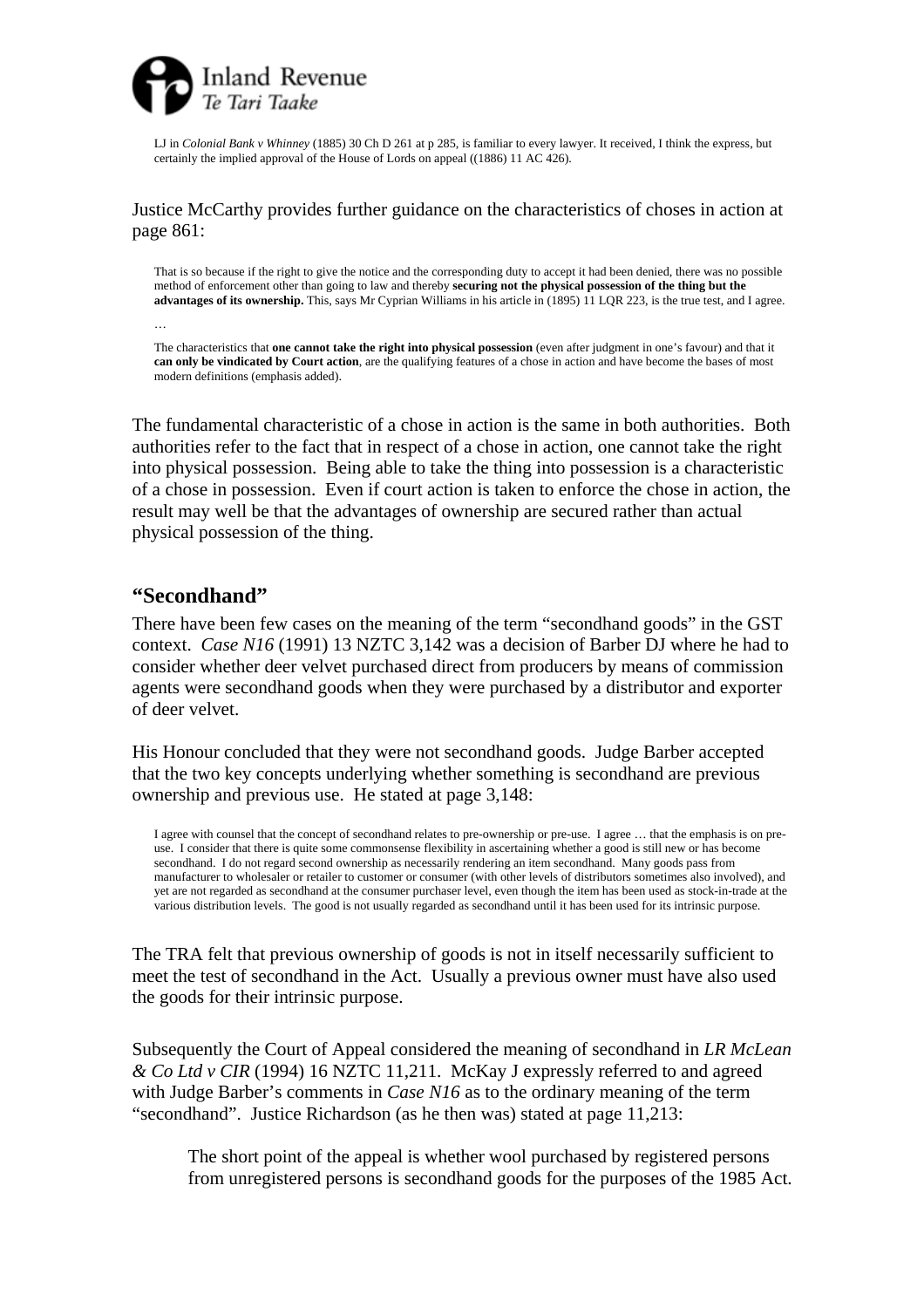LJ in *Colonial Bank v Whinney* (1885) 30 Ch D 261 at p 285, is familiar to every lawyer. It received, I think the express, but certainly the implied approval of the House of Lords on appeal ((1886) 11 AC 426).

Justice McCarthy provides further guidance on the characteristics of choses in action at page 861:

> That is so because if the right to give the notice and the corresponding duty to accept it had been denied, there was no possible method of enforcement other than going to law and thereby **securing not the physical possession of the thing but the advantages of its ownership.** This, says Mr Cyprian Williams in his article in (1895) 11 LQR 223, is the true test, and I agree.
>
> …
>
> The characteristics that **one cannot take the right into physical possession** (even after judgment in one's favour) and that it **can only be vindicated by Court action**, are the qualifying features of a chose in action and have become the bases of most modern definitions (emphasis added).

The fundamental characteristic of a chose in action is the same in both authorities. Both authorities refer to the fact that in respect of a chose in action, one cannot take the right into physical possession. Being able to take the thing into possession is a characteristic of a chose in possession. Even if court action is taken to enforce the chose in action, the result may well be that the advantages of ownership are secured rather than actual physical possession of the thing.

## "Secondhand"

There have been few cases on the meaning of the term "secondhand goods" in the GST context. *Case N16* (1991) 13 NZTC 3,142 was a decision of Barber DJ where he had to consider whether deer velvet purchased direct from producers by means of commission agents were secondhand goods when they were purchased by a distributor and exporter of deer velvet.

His Honour concluded that they were not secondhand goods. Judge Barber accepted that the two key concepts underlying whether something is secondhand are previous ownership and previous use. He stated at page 3,148:

> I agree with counsel that the concept of secondhand relates to pre-ownership or pre-use. I agree … that the emphasis is on pre-use. I consider that there is quite some commonsense flexibility in ascertaining whether a good is still new or has become secondhand. I do not regard second ownership as necessarily rendering an item secondhand. Many goods pass from manufacturer to wholesaler or retailer to customer or consumer (with other levels of distributors sometimes also involved), and yet are not regarded as secondhand at the consumer purchaser level, even though the item has been used as stock-in-trade at the various distribution levels. The good is not usually regarded as secondhand until it has been used for its intrinsic purpose.

The TRA felt that previous ownership of goods is not in itself necessarily sufficient to meet the test of secondhand in the Act. Usually a previous owner must have also used the goods for their intrinsic purpose.

Subsequently the Court of Appeal considered the meaning of secondhand in *LR McLean & Co Ltd v CIR* (1994) 16 NZTC 11,211. McKay J expressly referred to and agreed with Judge Barber's comments in *Case N16* as to the ordinary meaning of the term "secondhand". Justice Richardson (as he then was) stated at page 11,213:

> The short point of the appeal is whether wool purchased by registered persons from unregistered persons is secondhand goods for the purposes of the 1985 Act.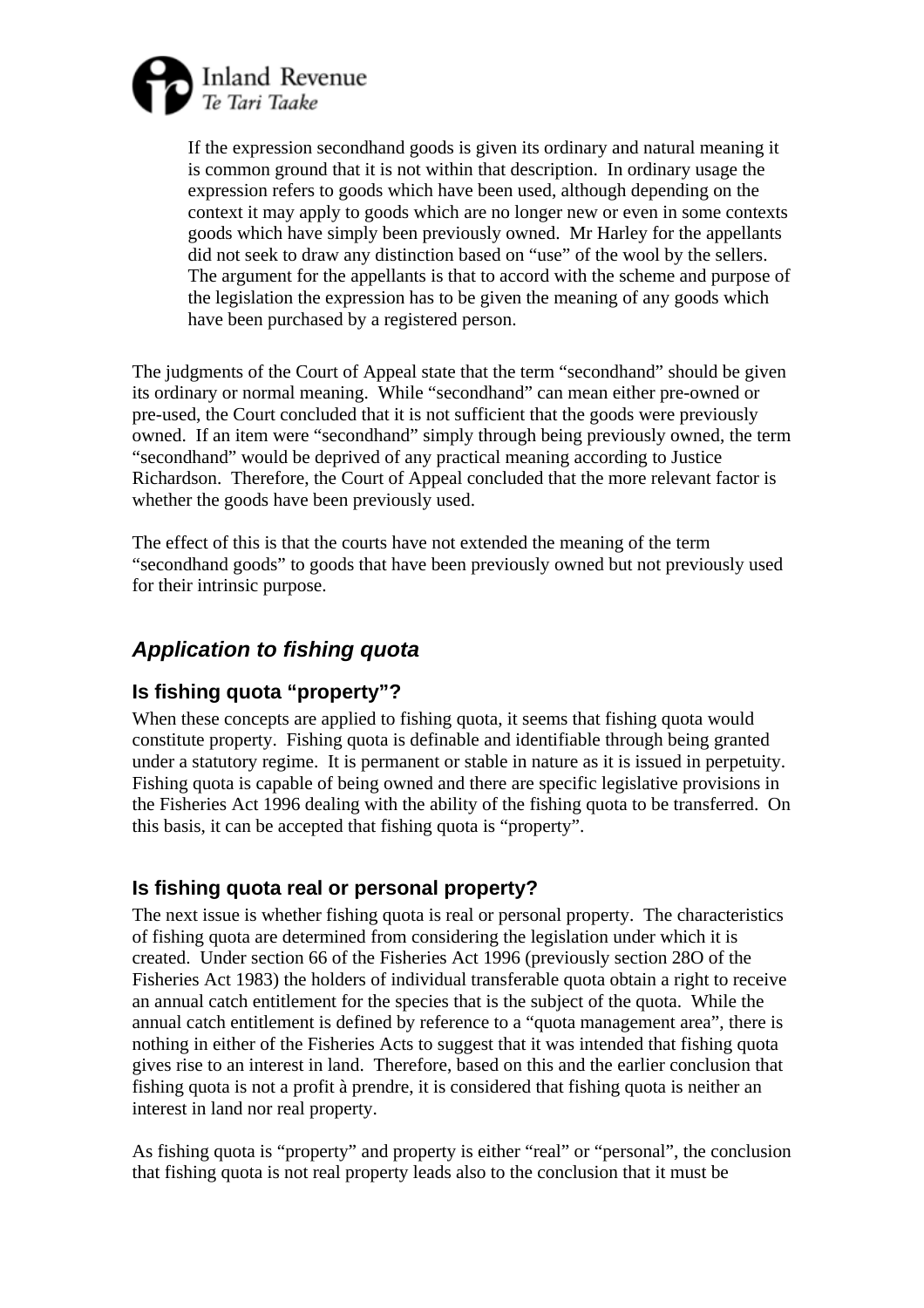> If the expression secondhand goods is given its ordinary and natural meaning it is common ground that it is not within that description. In ordinary usage the expression refers to goods which have been used, although depending on the context it may apply to goods which are no longer new or even in some contexts goods which have simply been previously owned. Mr Harley for the appellants did not seek to draw any distinction based on "use" of the wool by the sellers. The argument for the appellants is that to accord with the scheme and purpose of the legislation the expression has to be given the meaning of any goods which have been purchased by a registered person.

The judgments of the Court of Appeal state that the term "secondhand" should be given its ordinary or normal meaning. While "secondhand" can mean either pre-owned or pre-used, the Court concluded that it is not sufficient that the goods were previously owned. If an item were "secondhand" simply through being previously owned, the term "secondhand" would be deprived of any practical meaning according to Justice Richardson. Therefore, the Court of Appeal concluded that the more relevant factor is whether the goods have been previously used.

The effect of this is that the courts have not extended the meaning of the term "secondhand goods" to goods that have been previously owned but not previously used for their intrinsic purpose.

## *Application to fishing quota*

### Is fishing quota "property"?

When these concepts are applied to fishing quota, it seems that fishing quota would constitute property. Fishing quota is definable and identifiable through being granted under a statutory regime. It is permanent or stable in nature as it is issued in perpetuity. Fishing quota is capable of being owned and there are specific legislative provisions in the Fisheries Act 1996 dealing with the ability of the fishing quota to be transferred. On this basis, it can be accepted that fishing quota is "property".

### Is fishing quota real or personal property?

The next issue is whether fishing quota is real or personal property. The characteristics of fishing quota are determined from considering the legislation under which it is created. Under section 66 of the Fisheries Act 1996 (previously section 28O of the Fisheries Act 1983) the holders of individual transferable quota obtain a right to receive an annual catch entitlement for the species that is the subject of the quota. While the annual catch entitlement is defined by reference to a "quota management area", there is nothing in either of the Fisheries Acts to suggest that it was intended that fishing quota gives rise to an interest in land. Therefore, based on this and the earlier conclusion that fishing quota is not a profit à prendre, it is considered that fishing quota is neither an interest in land nor real property.

As fishing quota is "property" and property is either "real" or "personal", the conclusion that fishing quota is not real property leads also to the conclusion that it must be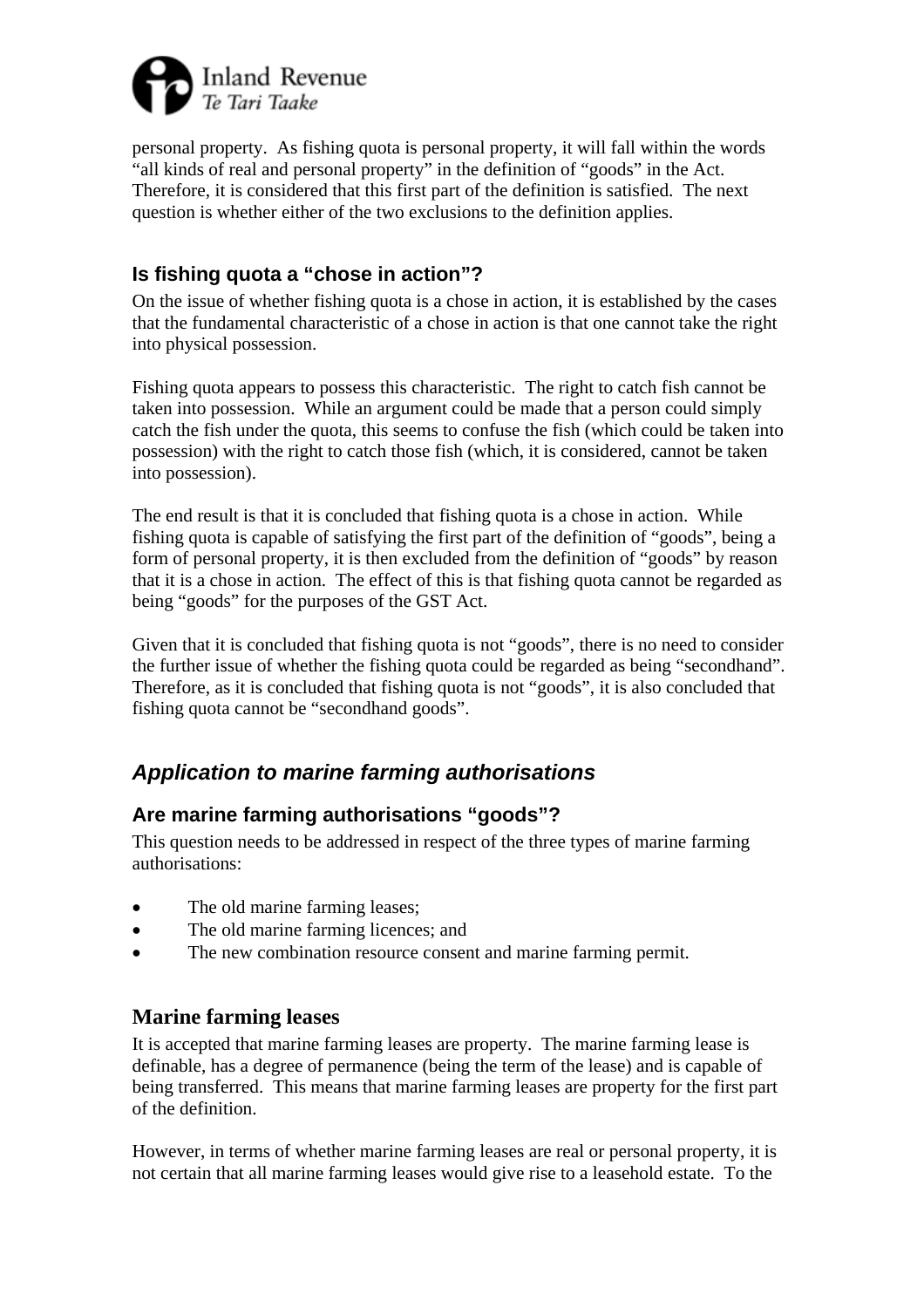personal property. As fishing quota is personal property, it will fall within the words "all kinds of real and personal property" in the definition of "goods" in the Act. Therefore, it is considered that this first part of the definition is satisfied. The next question is whether either of the two exclusions to the definition applies.

### Is fishing quota a "chose in action"?

On the issue of whether fishing quota is a chose in action, it is established by the cases that the fundamental characteristic of a chose in action is that one cannot take the right into physical possession.

Fishing quota appears to possess this characteristic. The right to catch fish cannot be taken into possession. While an argument could be made that a person could simply catch the fish under the quota, this seems to confuse the fish (which could be taken into possession) with the right to catch those fish (which, it is considered, cannot be taken into possession).

The end result is that it is concluded that fishing quota is a chose in action. While fishing quota is capable of satisfying the first part of the definition of "goods", being a form of personal property, it is then excluded from the definition of "goods" by reason that it is a chose in action. The effect of this is that fishing quota cannot be regarded as being "goods" for the purposes of the GST Act.

Given that it is concluded that fishing quota is not "goods", there is no need to consider the further issue of whether the fishing quota could be regarded as being "secondhand". Therefore, as it is concluded that fishing quota is not "goods", it is also concluded that fishing quota cannot be "secondhand goods".

## *Application to marine farming authorisations*

### Are marine farming authorisations "goods"?

This question needs to be addressed in respect of the three types of marine farming authorisations:

- The old marine farming leases;
- The old marine farming licences; and
- The new combination resource consent and marine farming permit.

### Marine farming leases

It is accepted that marine farming leases are property. The marine farming lease is definable, has a degree of permanence (being the term of the lease) and is capable of being transferred. This means that marine farming leases are property for the first part of the definition.

However, in terms of whether marine farming leases are real or personal property, it is not certain that all marine farming leases would give rise to a leasehold estate. To the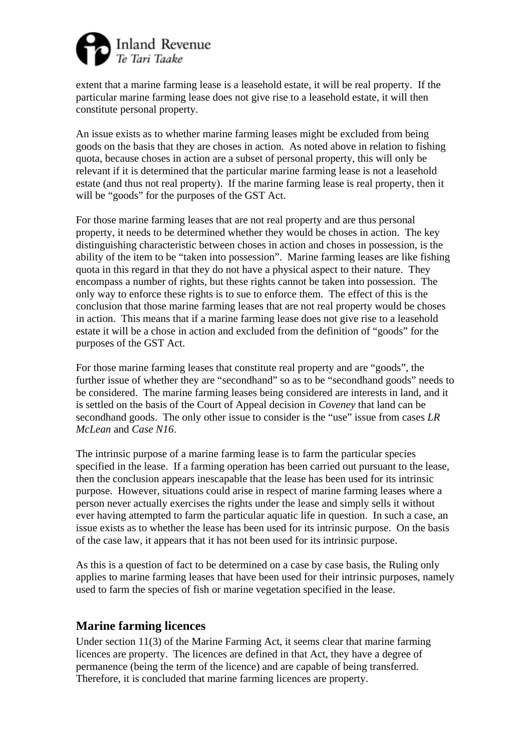extent that a marine farming lease is a leasehold estate, it will be real property. If the particular marine farming lease does not give rise to a leasehold estate, it will then constitute personal property.

An issue exists as to whether marine farming leases might be excluded from being goods on the basis that they are choses in action. As noted above in relation to fishing quota, because choses in action are a subset of personal property, this will only be relevant if it is determined that the particular marine farming lease is not a leasehold estate (and thus not real property). If the marine farming lease is real property, then it will be "goods" for the purposes of the GST Act.

For those marine farming leases that are not real property and are thus personal property, it needs to be determined whether they would be choses in action. The key distinguishing characteristic between choses in action and choses in possession, is the ability of the item to be "taken into possession". Marine farming leases are like fishing quota in this regard in that they do not have a physical aspect to their nature. They encompass a number of rights, but these rights cannot be taken into possession. The only way to enforce these rights is to sue to enforce them. The effect of this is the conclusion that those marine farming leases that are not real property would be choses in action. This means that if a marine farming lease does not give rise to a leasehold estate it will be a chose in action and excluded from the definition of "goods" for the purposes of the GST Act.

For those marine farming leases that constitute real property and are "goods", the further issue of whether they are "secondhand" so as to be "secondhand goods" needs to be considered. The marine farming leases being considered are interests in land, and it is settled on the basis of the Court of Appeal decision in *Coveney* that land can be secondhand goods. The only other issue to consider is the "use" issue from cases *LR McLean* and *Case N16*.

The intrinsic purpose of a marine farming lease is to farm the particular species specified in the lease. If a farming operation has been carried out pursuant to the lease, then the conclusion appears inescapable that the lease has been used for its intrinsic purpose. However, situations could arise in respect of marine farming leases where a person never actually exercises the rights under the lease and simply sells it without ever having attempted to farm the particular aquatic life in question. In such a case, an issue exists as to whether the lease has been used for its intrinsic purpose. On the basis of the case law, it appears that it has not been used for its intrinsic purpose.

As this is a question of fact to be determined on a case by case basis, the Ruling only applies to marine farming leases that have been used for their intrinsic purposes, namely used to farm the species of fish or marine vegetation specified in the lease.

## Marine farming licences

Under section 11(3) of the Marine Farming Act, it seems clear that marine farming licences are property. The licences are defined in that Act, they have a degree of permanence (being the term of the licence) and are capable of being transferred. Therefore, it is concluded that marine farming licences are property.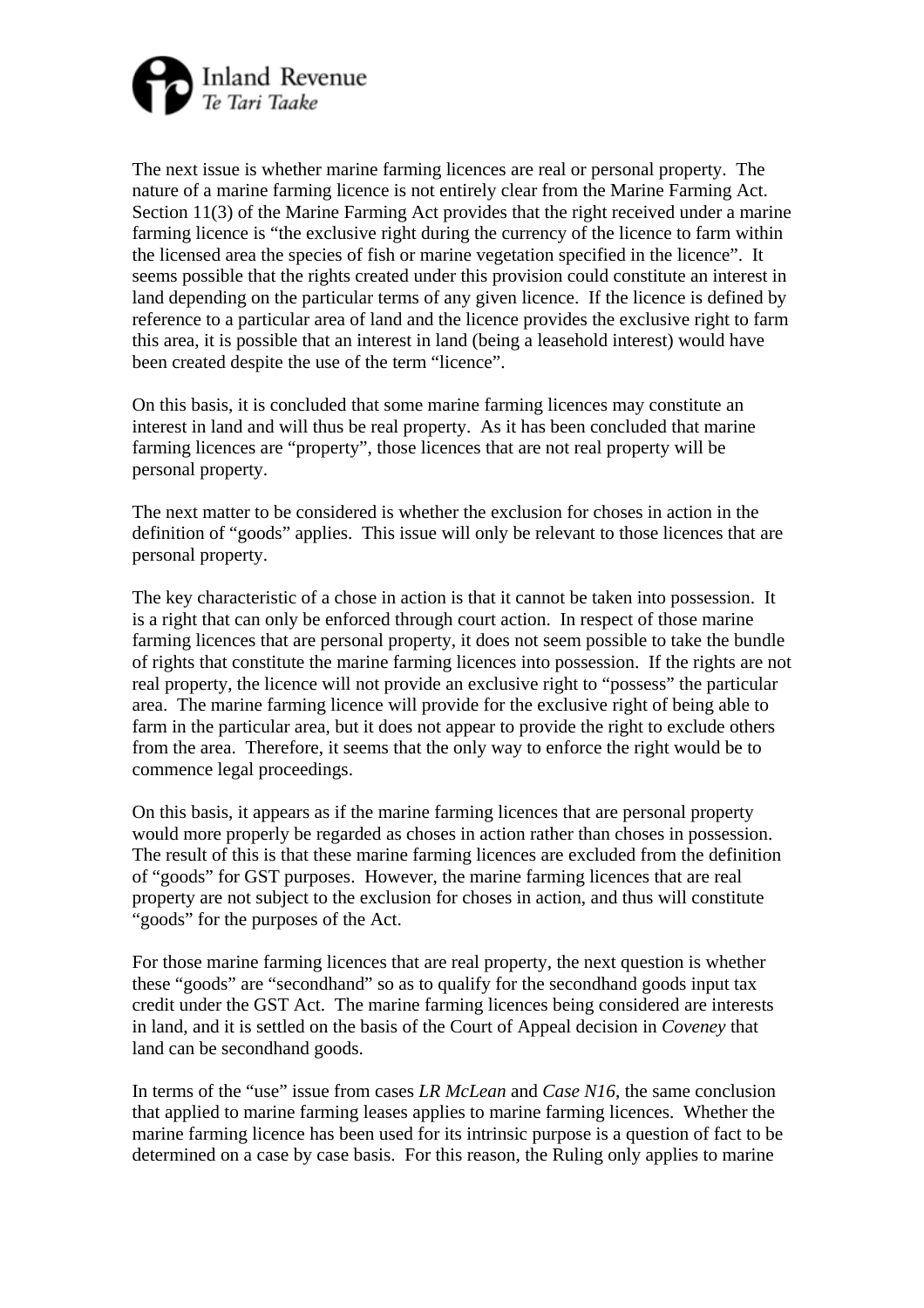The next issue is whether marine farming licences are real or personal property. The nature of a marine farming licence is not entirely clear from the Marine Farming Act. Section 11(3) of the Marine Farming Act provides that the right received under a marine farming licence is "the exclusive right during the currency of the licence to farm within the licensed area the species of fish or marine vegetation specified in the licence". It seems possible that the rights created under this provision could constitute an interest in land depending on the particular terms of any given licence. If the licence is defined by reference to a particular area of land and the licence provides the exclusive right to farm this area, it is possible that an interest in land (being a leasehold interest) would have been created despite the use of the term "licence".

On this basis, it is concluded that some marine farming licences may constitute an interest in land and will thus be real property. As it has been concluded that marine farming licences are "property", those licences that are not real property will be personal property.

The next matter to be considered is whether the exclusion for choses in action in the definition of "goods" applies. This issue will only be relevant to those licences that are personal property.

The key characteristic of a chose in action is that it cannot be taken into possession. It is a right that can only be enforced through court action. In respect of those marine farming licences that are personal property, it does not seem possible to take the bundle of rights that constitute the marine farming licences into possession. If the rights are not real property, the licence will not provide an exclusive right to "possess" the particular area. The marine farming licence will provide for the exclusive right of being able to farm in the particular area, but it does not appear to provide the right to exclude others from the area. Therefore, it seems that the only way to enforce the right would be to commence legal proceedings.

On this basis, it appears as if the marine farming licences that are personal property would more properly be regarded as choses in action rather than choses in possession. The result of this is that these marine farming licences are excluded from the definition of "goods" for GST purposes. However, the marine farming licences that are real property are not subject to the exclusion for choses in action, and thus will constitute "goods" for the purposes of the Act.

For those marine farming licences that are real property, the next question is whether these "goods" are "secondhand" so as to qualify for the secondhand goods input tax credit under the GST Act. The marine farming licences being considered are interests in land, and it is settled on the basis of the Court of Appeal decision in *Coveney* that land can be secondhand goods.

In terms of the "use" issue from cases *LR McLean* and *Case N16*, the same conclusion that applied to marine farming leases applies to marine farming licences. Whether the marine farming licence has been used for its intrinsic purpose is a question of fact to be determined on a case by case basis. For this reason, the Ruling only applies to marine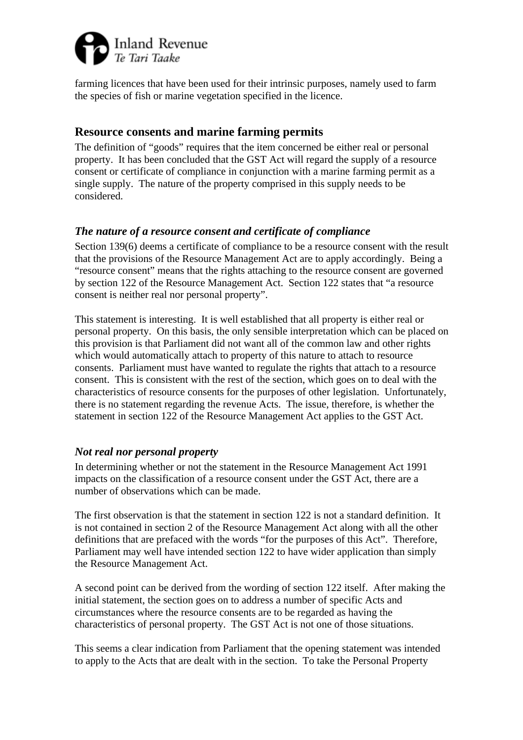farming licences that have been used for their intrinsic purposes, namely used to farm the species of fish or marine vegetation specified in the licence.

## Resource consents and marine farming permits

The definition of "goods" requires that the item concerned be either real or personal property. It has been concluded that the GST Act will regard the supply of a resource consent or certificate of compliance in conjunction with a marine farming permit as a single supply. The nature of the property comprised in this supply needs to be considered.

### *The nature of a resource consent and certificate of compliance*

Section 139(6) deems a certificate of compliance to be a resource consent with the result that the provisions of the Resource Management Act are to apply accordingly. Being a "resource consent" means that the rights attaching to the resource consent are governed by section 122 of the Resource Management Act. Section 122 states that "a resource consent is neither real nor personal property".

This statement is interesting. It is well established that all property is either real or personal property. On this basis, the only sensible interpretation which can be placed on this provision is that Parliament did not want all of the common law and other rights which would automatically attach to property of this nature to attach to resource consents. Parliament must have wanted to regulate the rights that attach to a resource consent. This is consistent with the rest of the section, which goes on to deal with the characteristics of resource consents for the purposes of other legislation. Unfortunately, there is no statement regarding the revenue Acts. The issue, therefore, is whether the statement in section 122 of the Resource Management Act applies to the GST Act.

### *Not real nor personal property*

In determining whether or not the statement in the Resource Management Act 1991 impacts on the classification of a resource consent under the GST Act, there are a number of observations which can be made.

The first observation is that the statement in section 122 is not a standard definition. It is not contained in section 2 of the Resource Management Act along with all the other definitions that are prefaced with the words "for the purposes of this Act". Therefore, Parliament may well have intended section 122 to have wider application than simply the Resource Management Act.

A second point can be derived from the wording of section 122 itself. After making the initial statement, the section goes on to address a number of specific Acts and circumstances where the resource consents are to be regarded as having the characteristics of personal property. The GST Act is not one of those situations.

This seems a clear indication from Parliament that the opening statement was intended to apply to the Acts that are dealt with in the section. To take the Personal Property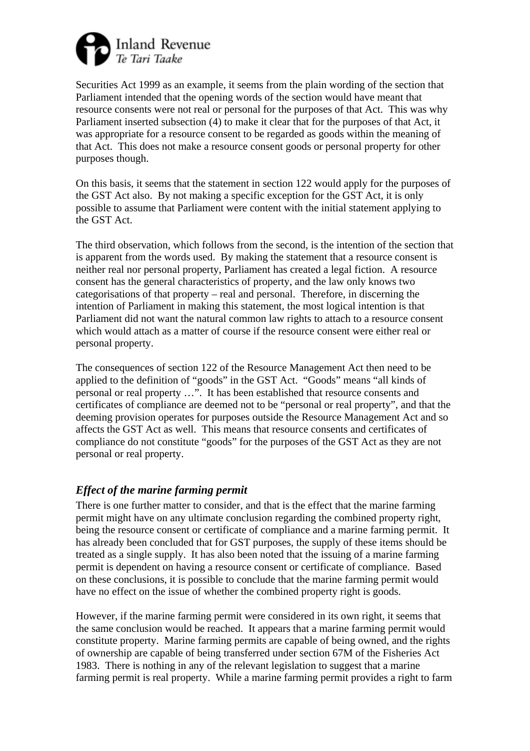Securities Act 1999 as an example, it seems from the plain wording of the section that Parliament intended that the opening words of the section would have meant that resource consents were not real or personal for the purposes of that Act. This was why Parliament inserted subsection (4) to make it clear that for the purposes of that Act, it was appropriate for a resource consent to be regarded as goods within the meaning of that Act. This does not make a resource consent goods or personal property for other purposes though.

On this basis, it seems that the statement in section 122 would apply for the purposes of the GST Act also. By not making a specific exception for the GST Act, it is only possible to assume that Parliament were content with the initial statement applying to the GST Act.

The third observation, which follows from the second, is the intention of the section that is apparent from the words used. By making the statement that a resource consent is neither real nor personal property, Parliament has created a legal fiction. A resource consent has the general characteristics of property, and the law only knows two categorisations of that property – real and personal. Therefore, in discerning the intention of Parliament in making this statement, the most logical intention is that Parliament did not want the natural common law rights to attach to a resource consent which would attach as a matter of course if the resource consent were either real or personal property.

The consequences of section 122 of the Resource Management Act then need to be applied to the definition of "goods" in the GST Act. "Goods" means "all kinds of personal or real property …". It has been established that resource consents and certificates of compliance are deemed not to be "personal or real property", and that the deeming provision operates for purposes outside the Resource Management Act and so affects the GST Act as well. This means that resource consents and certificates of compliance do not constitute "goods" for the purposes of the GST Act as they are not personal or real property.

### *Effect of the marine farming permit*

There is one further matter to consider, and that is the effect that the marine farming permit might have on any ultimate conclusion regarding the combined property right, being the resource consent or certificate of compliance and a marine farming permit. It has already been concluded that for GST purposes, the supply of these items should be treated as a single supply. It has also been noted that the issuing of a marine farming permit is dependent on having a resource consent or certificate of compliance. Based on these conclusions, it is possible to conclude that the marine farming permit would have no effect on the issue of whether the combined property right is goods.

However, if the marine farming permit were considered in its own right, it seems that the same conclusion would be reached. It appears that a marine farming permit would constitute property. Marine farming permits are capable of being owned, and the rights of ownership are capable of being transferred under section 67M of the Fisheries Act 1983. There is nothing in any of the relevant legislation to suggest that a marine farming permit is real property. While a marine farming permit provides a right to farm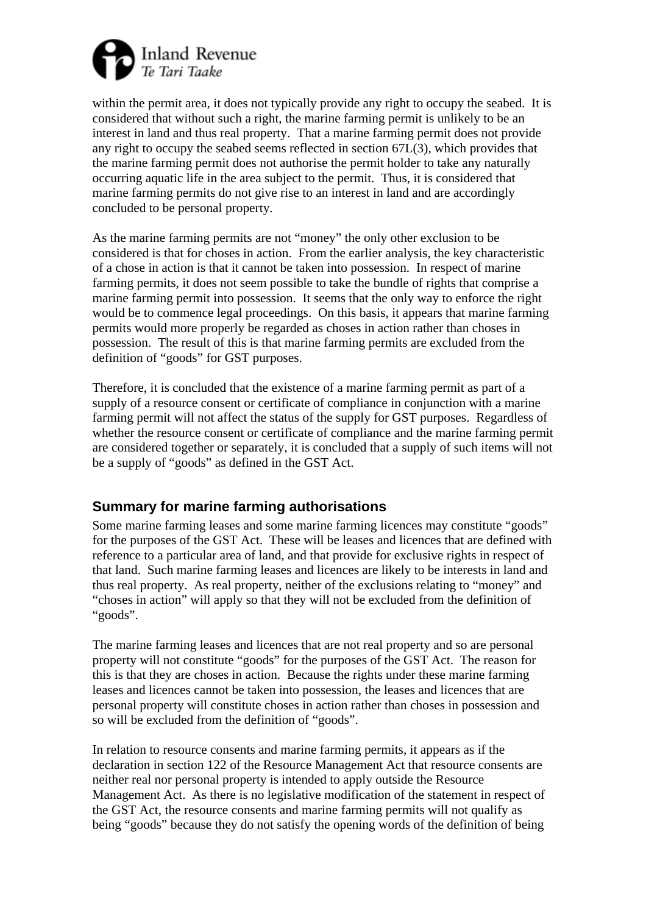within the permit area, it does not typically provide any right to occupy the seabed. It is considered that without such a right, the marine farming permit is unlikely to be an interest in land and thus real property. That a marine farming permit does not provide any right to occupy the seabed seems reflected in section 67L(3), which provides that the marine farming permit does not authorise the permit holder to take any naturally occurring aquatic life in the area subject to the permit. Thus, it is considered that marine farming permits do not give rise to an interest in land and are accordingly concluded to be personal property.

As the marine farming permits are not "money" the only other exclusion to be considered is that for choses in action. From the earlier analysis, the key characteristic of a chose in action is that it cannot be taken into possession. In respect of marine farming permits, it does not seem possible to take the bundle of rights that comprise a marine farming permit into possession. It seems that the only way to enforce the right would be to commence legal proceedings. On this basis, it appears that marine farming permits would more properly be regarded as choses in action rather than choses in possession. The result of this is that marine farming permits are excluded from the definition of "goods" for GST purposes.

Therefore, it is concluded that the existence of a marine farming permit as part of a supply of a resource consent or certificate of compliance in conjunction with a marine farming permit will not affect the status of the supply for GST purposes. Regardless of whether the resource consent or certificate of compliance and the marine farming permit are considered together or separately, it is concluded that a supply of such items will not be a supply of "goods" as defined in the GST Act.

## Summary for marine farming authorisations

Some marine farming leases and some marine farming licences may constitute "goods" for the purposes of the GST Act. These will be leases and licences that are defined with reference to a particular area of land, and that provide for exclusive rights in respect of that land. Such marine farming leases and licences are likely to be interests in land and thus real property. As real property, neither of the exclusions relating to "money" and "choses in action" will apply so that they will not be excluded from the definition of "goods".

The marine farming leases and licences that are not real property and so are personal property will not constitute "goods" for the purposes of the GST Act. The reason for this is that they are choses in action. Because the rights under these marine farming leases and licences cannot be taken into possession, the leases and licences that are personal property will constitute choses in action rather than choses in possession and so will be excluded from the definition of "goods".

In relation to resource consents and marine farming permits, it appears as if the declaration in section 122 of the Resource Management Act that resource consents are neither real nor personal property is intended to apply outside the Resource Management Act. As there is no legislative modification of the statement in respect of the GST Act, the resource consents and marine farming permits will not qualify as being "goods" because they do not satisfy the opening words of the definition of being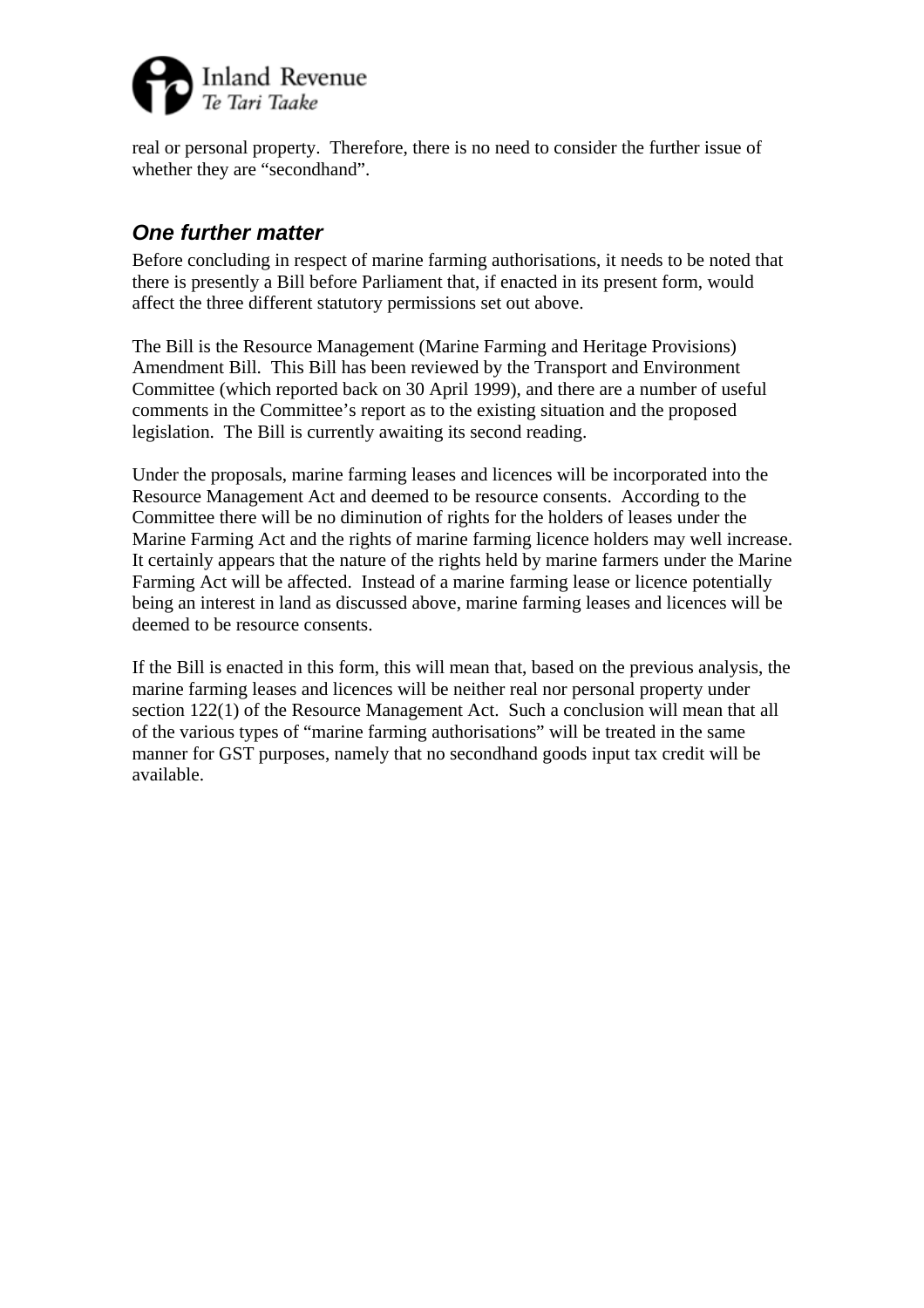real or personal property. Therefore, there is no need to consider the further issue of whether they are "secondhand".

### *One further matter*

Before concluding in respect of marine farming authorisations, it needs to be noted that there is presently a Bill before Parliament that, if enacted in its present form, would affect the three different statutory permissions set out above.

The Bill is the Resource Management (Marine Farming and Heritage Provisions) Amendment Bill. This Bill has been reviewed by the Transport and Environment Committee (which reported back on 30 April 1999), and there are a number of useful comments in the Committee's report as to the existing situation and the proposed legislation. The Bill is currently awaiting its second reading.

Under the proposals, marine farming leases and licences will be incorporated into the Resource Management Act and deemed to be resource consents. According to the Committee there will be no diminution of rights for the holders of leases under the Marine Farming Act and the rights of marine farming licence holders may well increase. It certainly appears that the nature of the rights held by marine farmers under the Marine Farming Act will be affected. Instead of a marine farming lease or licence potentially being an interest in land as discussed above, marine farming leases and licences will be deemed to be resource consents.

If the Bill is enacted in this form, this will mean that, based on the previous analysis, the marine farming leases and licences will be neither real nor personal property under section 122(1) of the Resource Management Act. Such a conclusion will mean that all of the various types of "marine farming authorisations" will be treated in the same manner for GST purposes, namely that no secondhand goods input tax credit will be available.